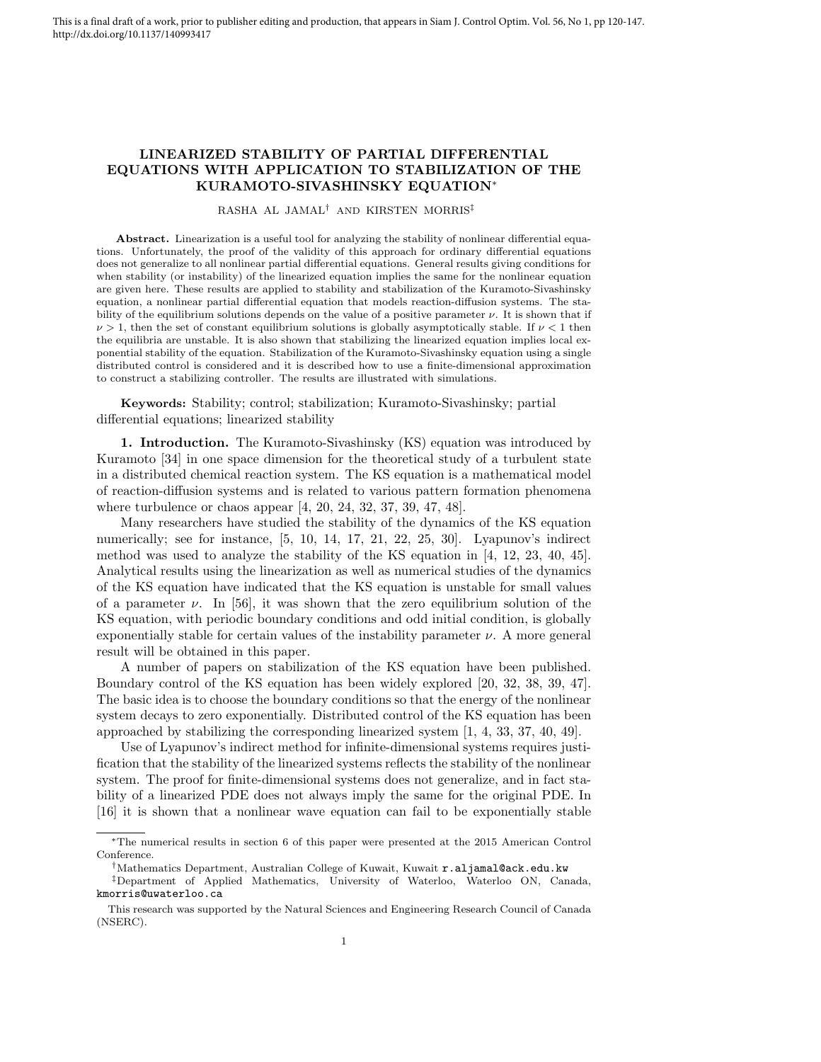This is a final draft of a work, prior to publisher editing and production, that appears in Siam J. Control Optim. Vol. 56, No 1, pp 120-147. http://dx.doi.org/10.1137/140993417

# LINEARIZED STABILITY OF PARTIAL DIFFERENTIAL EQUATIONS WITH APPLICATION TO STABILIZATION OF THE KURAMOTO-SIVASHINSKY EQUATION*

RASHA AL JAMAL[†] AND KIRSTEN MORRIS[‡]

**Abstract.** Linearization is a useful tool for analyzing the stability of nonlinear differential equations. Unfortunately, the proof of the validity of this approach for ordinary differential equations does not generalize to all nonlinear partial differential equations. General results giving conditions for when stability (or instability) of the linearized equation implies the same for the nonlinear equation are given here. These results are applied to stability and stabilization of the Kuramoto-Sivashinsky equation, a nonlinear partial differential equation that models reaction-diffusion systems. The stability of the equilibrium solutions depends on the value of a positive parameter $\nu$. It is shown that if $\nu > 1$, then the set of constant equilibrium solutions is globally asymptotically stable. If $\nu < 1$ then the equilibria are unstable. It is also shown that stabilizing the linearized equation implies local exponential stability of the equation. Stabilization of the Kuramoto-Sivashinsky equation using a single distributed control is considered and it is described how to use a finite-dimensional approximation to construct a stabilizing controller. The results are illustrated with simulations.

**Keywords:** Stability; control; stabilization; Kuramoto-Sivashinsky; partial differential equations; linearized stability

## 1. Introduction.

The Kuramoto-Sivashinsky (KS) equation was introduced by Kuramoto [34] in one space dimension for the theoretical study of a turbulent state in a distributed chemical reaction system. The KS equation is a mathematical model of reaction-diffusion systems and is related to various pattern formation phenomena where turbulence or chaos appear [4, 20, 24, 32, 37, 39, 47, 48].

Many researchers have studied the stability of the dynamics of the KS equation numerically; see for instance, [5, 10, 14, 17, 21, 22, 25, 30]. Lyapunov's indirect method was used to analyze the stability of the KS equation in [4, 12, 23, 40, 45]. Analytical results using the linearization as well as numerical studies of the dynamics of the KS equation have indicated that the KS equation is unstable for small values of a parameter $\nu$. In [56], it was shown that the zero equilibrium solution of the KS equation, with periodic boundary conditions and odd initial condition, is globally exponentially stable for certain values of the instability parameter $\nu$. A more general result will be obtained in this paper.

A number of papers on stabilization of the KS equation have been published. Boundary control of the KS equation has been widely explored [20, 32, 38, 39, 47]. The basic idea is to choose the boundary conditions so that the energy of the nonlinear system decays to zero exponentially. Distributed control of the KS equation has been approached by stabilizing the corresponding linearized system [1, 4, 33, 37, 40, 49].

Use of Lyapunov's indirect method for infinite-dimensional systems requires justification that the stability of the linearized systems reflects the stability of the nonlinear system. The proof for finite-dimensional systems does not generalize, and in fact stability of a linearized PDE does not always imply the same for the original PDE. In [16] it is shown that a nonlinear wave equation can fail to be exponentially stable

---

*The numerical results in section 6 of this paper were presented at the 2015 American Control Conference.

[†]Mathematics Department, Australian College of Kuwait, Kuwait r.aljamal@ack.edu.kw

[‡]Department of Applied Mathematics, University of Waterloo, Waterloo ON, Canada, kmorris@uwaterloo.ca

This research was supported by the Natural Sciences and Engineering Research Council of Canada (NSERC).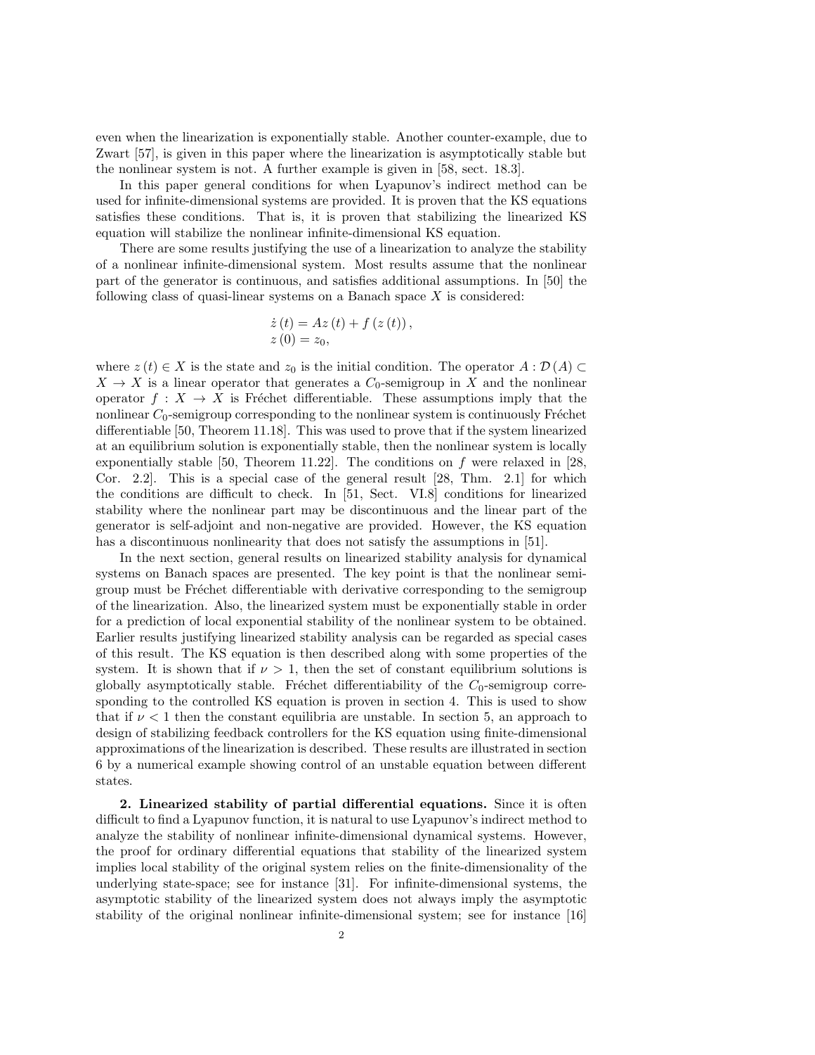even when the linearization is exponentially stable. Another counter-example, due to Zwart [57], is given in this paper where the linearization is asymptotically stable but the nonlinear system is not. A further example is given in [58, sect. 18.3].

In this paper general conditions for when Lyapunov's indirect method can be used for infinite-dimensional systems are provided. It is proven that the KS equations satisfies these conditions. That is, it is proven that stabilizing the linearized KS equation will stabilize the nonlinear infinite-dimensional KS equation.

There are some results justifying the use of a linearization to analyze the stability of a nonlinear infinite-dimensional system. Most results assume that the nonlinear part of the generator is continuous, and satisfies additional assumptions. In [50] the following class of quasi-linear systems on a Banach space $X$ is considered:

$$
\begin{aligned}
\dot{z}(t) &= Az(t) + f(z(t)), \\
z(0) &= z_0,
\end{aligned}
$$

where $z(t) \in X$ is the state and $z_0$ is the initial condition. The operator $A : \mathcal{D}(A) \subset X \to X$ is a linear operator that generates a $C_0$-semigroup in $X$ and the nonlinear operator $f : X \to X$ is Fréchet differentiable. These assumptions imply that the nonlinear $C_0$-semigroup corresponding to the nonlinear system is continuously Fréchet differentiable [50, Theorem 11.18]. This was used to prove that if the system linearized at an equilibrium solution is exponentially stable, then the nonlinear system is locally exponentially stable [50, Theorem 11.22]. The conditions on $f$ were relaxed in [28, Cor. 2.2]. This is a special case of the general result [28, Thm. 2.1] for which the conditions are difficult to check. In [51, Sect. VI.8] conditions for linearized stability where the nonlinear part may be discontinuous and the linear part of the generator is self-adjoint and non-negative are provided. However, the KS equation has a discontinuous nonlinearity that does not satisfy the assumptions in [51].

In the next section, general results on linearized stability analysis for dynamical systems on Banach spaces are presented. The key point is that the nonlinear semigroup must be Fréchet differentiable with derivative corresponding to the semigroup of the linearization. Also, the linearized system must be exponentially stable in order for a prediction of local exponential stability of the nonlinear system to be obtained. Earlier results justifying linearized stability analysis can be regarded as special cases of this result. The KS equation is then described along with some properties of the system. It is shown that if $\nu > 1$, then the set of constant equilibrium solutions is globally asymptotically stable. Fréchet differentiability of the $C_0$-semigroup corresponding to the controlled KS equation is proven in section 4. This is used to show that if $\nu < 1$ then the constant equilibria are unstable. In section 5, an approach to design of stabilizing feedback controllers for the KS equation using finite-dimensional approximations of the linearization is described. These results are illustrated in section 6 by a numerical example showing control of an unstable equation between different states.

## 2. Linearized stability of partial differential equations.

Since it is often difficult to find a Lyapunov function, it is natural to use Lyapunov's indirect method to analyze the stability of nonlinear infinite-dimensional dynamical systems. However, the proof for ordinary differential equations that stability of the linearized system implies local stability of the original system relies on the finite-dimensionality of the underlying state-space; see for instance [31]. For infinite-dimensional systems, the asymptotic stability of the linearized system does not always imply the asymptotic stability of the original nonlinear infinite-dimensional system; see for instance [16]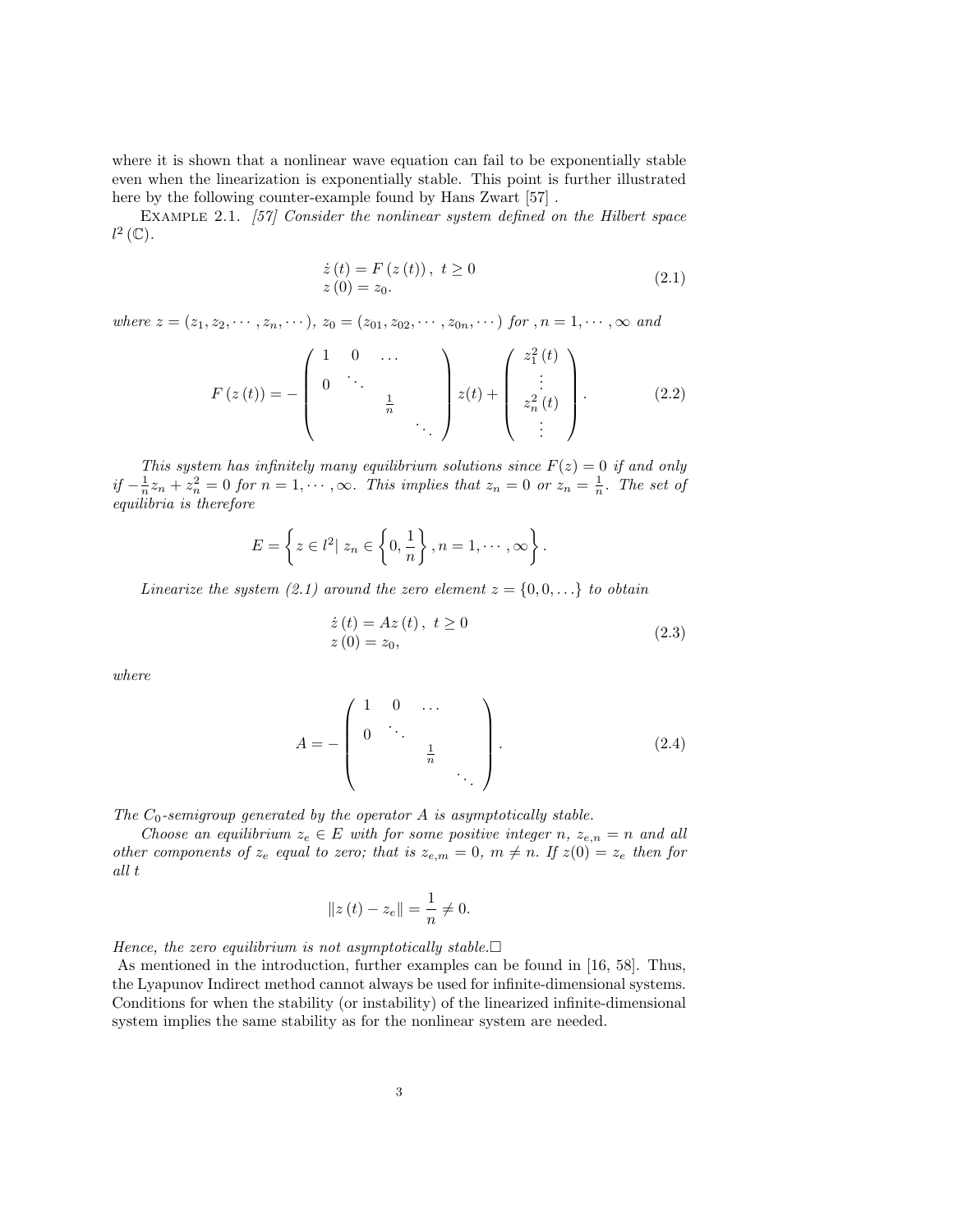where it is shown that a nonlinear wave equation can fail to be exponentially stable even when the linearization is exponentially stable. This point is further illustrated here by the following counter-example found by Hans Zwart [57] .

Example 2.1. *[57] Consider the nonlinear system defined on the Hilbert space $l^2(\mathbb{C})$.*

$$\begin{aligned} \dot{z}(t) &= F(z(t)), \ t \geq 0 \\ z(0) &= z_0. \end{aligned} \tag{2.1}$$

*where $z = (z_1, z_2, \cdots, z_n, \cdots)$, $z_0 = (z_{01}, z_{02}, \cdots, z_{0n}, \cdots)$ for $, n = 1, \cdots, \infty$ and*

$$F(z(t)) = - \begin{pmatrix} 1 & 0 & \dots & & \\ 0 & \ddots & & & \\ & & \frac{1}{n} & & \\ & & & \ddots & \end{pmatrix} z(t) + \begin{pmatrix} z_1^2(t) \\ \vdots \\ z_n^2(t) \\ \vdots \end{pmatrix}. \tag{2.2}$$

*This system has infinitely many equilibrium solutions since $F(z) = 0$ if and only if $-\frac{1}{n} z_n + z_n^2 = 0$ for $n = 1, \cdots, \infty$. This implies that $z_n = 0$ or $z_n = \frac{1}{n}$. The set of equilibria is therefore*

$$E = \left\{ z \in l^2 | \ z_n \in \left\{ 0, \frac{1}{n} \right\}, n = 1, \cdots, \infty \right\}.$$

*Linearize the system (2.1) around the zero element $z = \{0, 0, \ldots\}$ to obtain*

$$\begin{aligned} \dot{z}(t) &= Az(t), \ t \geq 0 \\ z(0) &= z_0, \end{aligned} \tag{2.3}$$

*where*

$$A = - \begin{pmatrix} 1 & 0 & \dots & & \\ 0 & \ddots & & & \\ & & \frac{1}{n} & & \\ & & & \ddots & \end{pmatrix}. \tag{2.4}$$

*The $C_0$-semigroup generated by the operator $A$ is asymptotically stable.*

*Choose an equilibrium $z_e \in E$ with for some positive integer $n$, $z_{e,n} = n$ and all other components of $z_e$ equal to zero; that is $z_{e,m} = 0$, $m \neq n$. If $z(0) = z_e$ then for all $t$*

$$\|z(t) - z_e\| = \frac{1}{n} \neq 0.$$

*Hence, the zero equilibrium is not asymptotically stable.*□

As mentioned in the introduction, further examples can be found in [16, 58]. Thus, the Lyapunov Indirect method cannot always be used for infinite-dimensional systems. Conditions for when the stability (or instability) of the linearized infinite-dimensional system implies the same stability as for the nonlinear system are needed.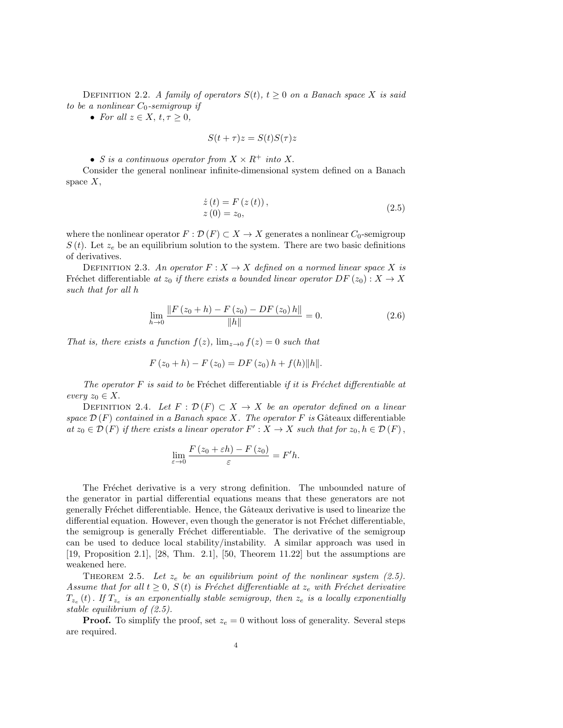Definition 2.2. *A family of operators $S(t)$, $t \geq 0$ on a Banach space $X$ is said to be a nonlinear $C_0$-semigroup if*

- *For all $z \in X$, $t, \tau \geq 0$,*

$$S(t+\tau)z = S(t)S(\tau)z$$

- *$S$ is a continuous operator from $X \times R^+$ into $X$.*

Consider the general nonlinear infinite-dimensional system defined on a Banach space $X$,

$$\begin{aligned} \dot{z}(t) &= F(z(t)), \\ z(0) &= z_0, \end{aligned} \tag{2.5}$$

where the nonlinear operator $F : \mathcal{D}(F) \subset X \to X$ generates a nonlinear $C_0$-semigroup $S(t)$. Let $z_e$ be an equilibrium solution to the system. There are two basic definitions of derivatives.

Definition 2.3. *An operator $F : X \to X$ defined on a normed linear space $X$ is* Fréchet differentiable *at $z_0$ if there exists a bounded linear operator $DF(z_0) : X \to X$ such that for all $h$*

$$\lim_{h \to 0} \frac{\|F(z_0 + h) - F(z_0) - DF(z_0)h\|}{\|h\|} = 0. \tag{2.6}$$

*That is, there exists a function $f(z)$, $\lim_{z \to 0} f(z) = 0$ such that*

$$F(z_0 + h) - F(z_0) = DF(z_0)h + f(h)\|h\|.$$

*The operator $F$ is said to be* Fréchet differentiable *if it is Fréchet differentiable at every $z_0 \in X$.*

Definition 2.4. *Let $F : \mathcal{D}(F) \subset X \to X$ be an operator defined on a linear space $\mathcal{D}(F)$ contained in a Banach space $X$. The operator $F$ is* Gâteaux differentiable *at $z_0 \in \mathcal{D}(F)$ if there exists a linear operator $F' : X \to X$ such that for $z_0, h \in \mathcal{D}(F)$,*

$$\lim_{\varepsilon \to 0} \frac{F(z_0 + \varepsilon h) - F(z_0)}{\varepsilon} = F'h.$$

The Fréchet derivative is a very strong definition. The unbounded nature of the generator in partial differential equations means that these generators are not generally Fréchet differentiable. Hence, the Gâteaux derivative is used to linearize the differential equation. However, even though the generator is not Fréchet differentiable, the semigroup is generally Fréchet differentiable. The derivative of the semigroup can be used to deduce local stability/instability. A similar approach was used in [19, Proposition 2.1], [28, Thm. 2.1], [50, Theorem 11.22] but the assumptions are weakened here.

Theorem 2.5. *Let $z_e$ be an equilibrium point of the nonlinear system (2.5). Assume that for all $t \geq 0$, $S(t)$ is Fréchet differentiable at $z_e$ with Fréchet derivative $T_{z_e}(t)$. If $T_{z_e}$ is an exponentially stable semigroup, then $z_e$ is a locally exponentially stable equilibrium of (2.5).*

**Proof.** To simplify the proof, set $z_e = 0$ without loss of generality. Several steps are required.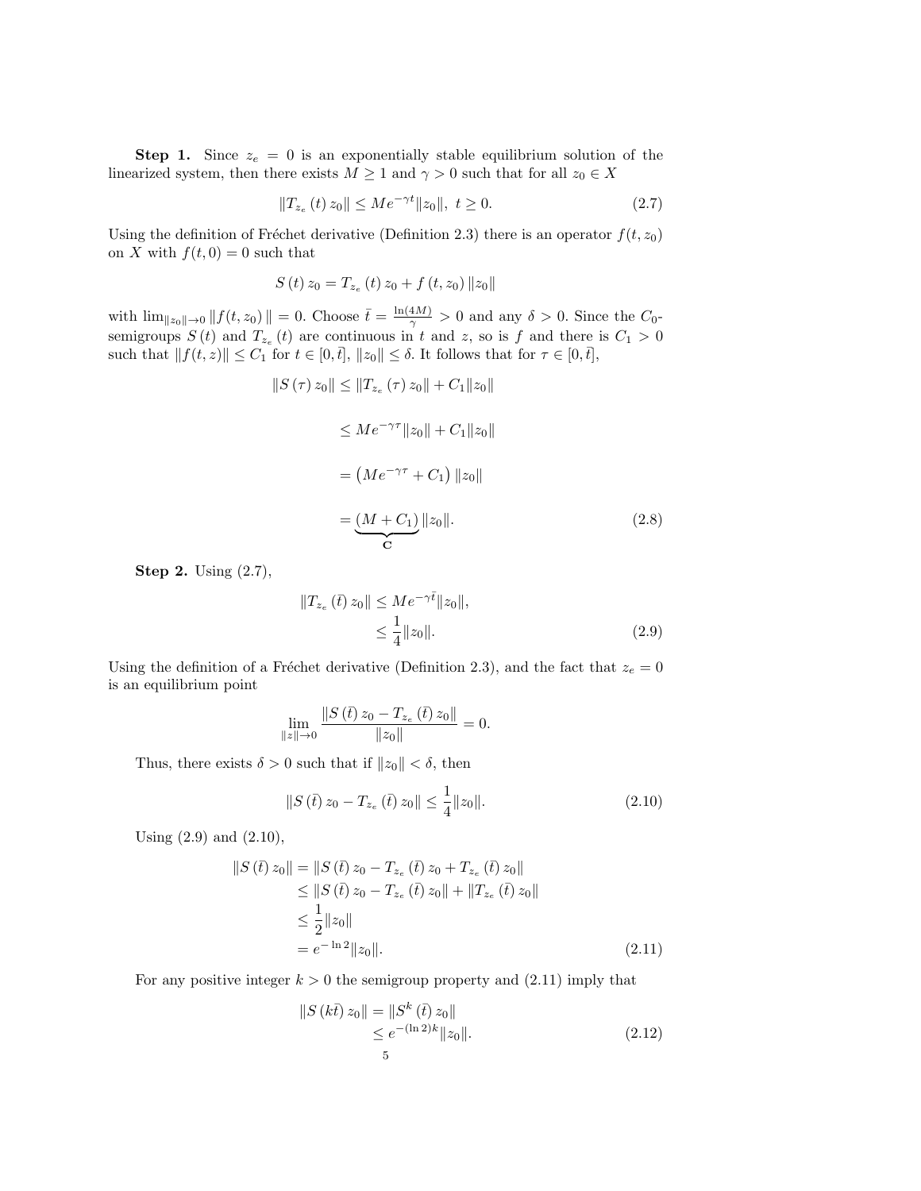**Step 1.** Since $z_e = 0$ is an exponentially stable equilibrium solution of the linearized system, then there exists $M \geq 1$ and $\gamma > 0$ such that for all $z_0 \in X$

$$\|T_{z_e}(t)\, z_0\| \leq Me^{-\gamma t}\|z_0\|, \; t \geq 0. \tag{2.7}$$

Using the definition of Fréchet derivative (Definition 2.3) there is an operator $f(t, z_0)$ on $X$ with $f(t, 0) = 0$ such that

$$S(t)\, z_0 = T_{z_e}(t)\, z_0 + f(t, z_0)\, \|z_0\|$$

with $\lim_{\|z_0\| \to 0} \|f(t, z_0)\| = 0$. Choose $\bar{t} = \frac{\ln(4M)}{\gamma} > 0$ and any $\delta > 0$. Since the $C_0$-semigroups $S(t)$ and $T_{z_e}(t)$ are continuous in $t$ and $z$, so is $f$ and there is $C_1 > 0$ such that $\|f(t, z)\| \leq C_1$ for $t \in [0, \bar{t}]$, $\|z_0\| \leq \delta$. It follows that for $\tau \in [0, \bar{t}]$,

$$\begin{aligned}
\|S(\tau)\, z_0\| &\leq \|T_{z_e}(\tau)\, z_0\| + C_1\|z_0\| \\
&\leq Me^{-\gamma\tau}\|z_0\| + C_1\|z_0\| \\
&= \left(Me^{-\gamma\tau} + C_1\right)\|z_0\| \\
&= \underbrace{(M + C_1)}_{\mathbf{C}}\|z_0\|.
\end{aligned} \tag{2.8}$$

**Step 2.** Using (2.7),

$$\begin{aligned}
\|T_{z_e}(\bar{t})\, z_0\| &\leq Me^{-\gamma\bar{t}}\|z_0\|, \\
&\leq \frac{1}{4}\|z_0\|.
\end{aligned} \tag{2.9}$$

Using the definition of a Fréchet derivative (Definition 2.3), and the fact that $z_e = 0$ is an equilibrium point

$$\lim_{\|z\| \to 0} \frac{\|S(\bar{t})\, z_0 - T_{z_e}(\bar{t})\, z_0\|}{\|z_0\|} = 0.$$

Thus, there exists $\delta > 0$ such that if $\|z_0\| < \delta$, then

$$\|S(\bar{t})\, z_0 - T_{z_e}(\bar{t})\, z_0\| \leq \frac{1}{4}\|z_0\|. \tag{2.10}$$

Using (2.9) and (2.10),

$$\begin{aligned}
\|S(\bar{t})\, z_0\| &= \|S(\bar{t})\, z_0 - T_{z_e}(\bar{t})\, z_0 + T_{z_e}(\bar{t})\, z_0\| \\
&\leq \|S(\bar{t})\, z_0 - T_{z_e}(\bar{t})\, z_0\| + \|T_{z_e}(\bar{t})\, z_0\| \\
&\leq \frac{1}{2}\|z_0\| \\
&= e^{-\ln 2}\|z_0\|.
\end{aligned} \tag{2.11}$$

For any positive integer $k > 0$ the semigroup property and (2.11) imply that

$$\begin{aligned}
\|S(k\bar{t})\, z_0\| &= \|S^k(\bar{t})\, z_0\| \\
&\leq e^{-(\ln 2)k}\|z_0\|.
\end{aligned} \tag{2.12}$$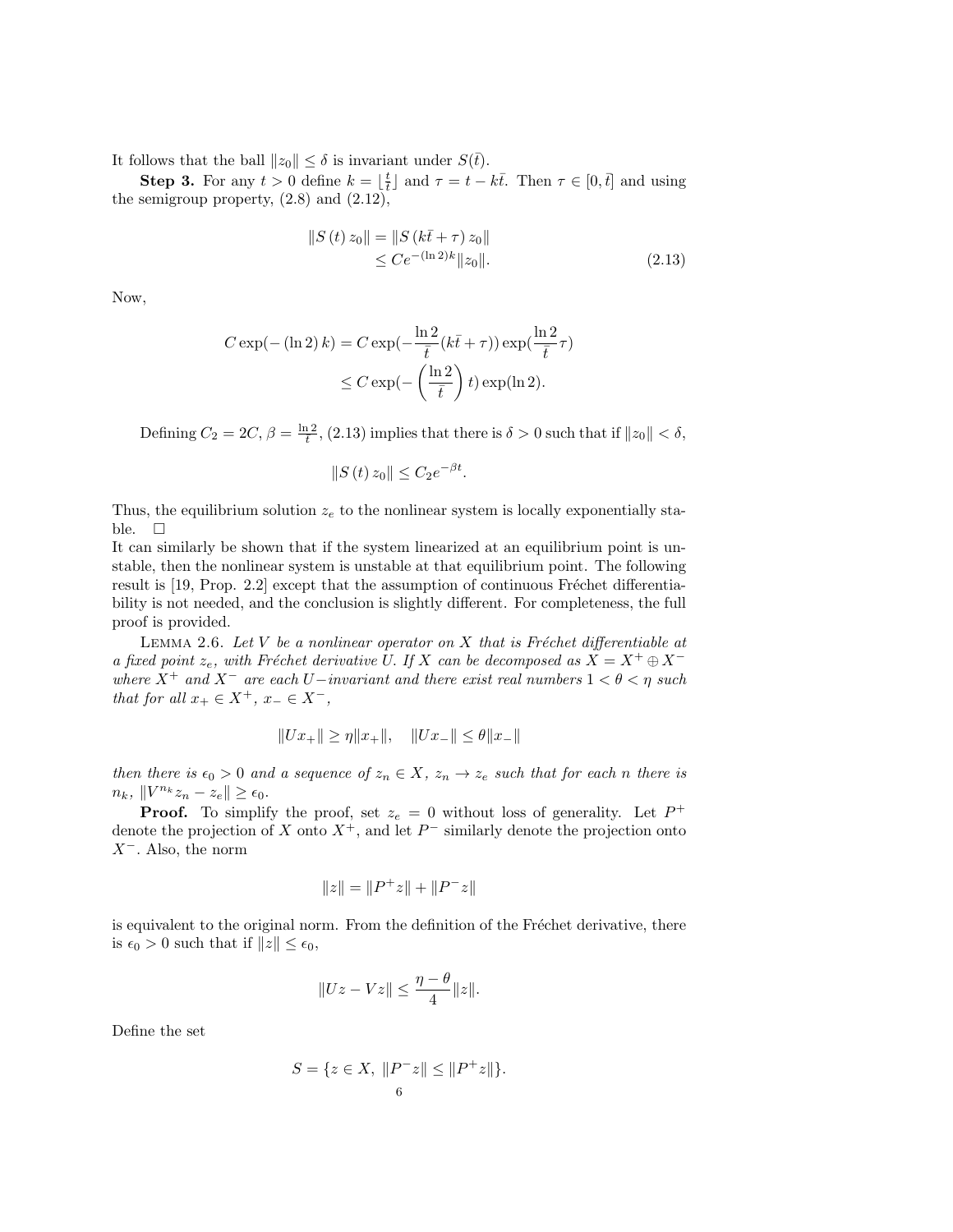It follows that the ball $\|z_0\| \leq \delta$ is invariant under $S(\bar{t})$.

**Step 3.** For any $t > 0$ define $k = \lfloor \frac{t}{\bar{t}} \rfloor$ and $\tau = t - k\bar{t}$. Then $\tau \in [0, \bar{t}]$ and using the semigroup property, (2.8) and (2.12),

$$
\begin{aligned}
\|S(t) z_0\| &= \|S(k\bar{t} + \tau) z_0\| \\
&\leq C e^{-(\ln 2)k} \|z_0\|. 
\end{aligned}
\tag{2.13}
$$

Now,

$$
\begin{aligned}
C \exp(-(\ln 2) k) &= C \exp(-\frac{\ln 2}{\bar{t}}(k\bar{t} + \tau)) \exp(\frac{\ln 2}{\bar{t}} \tau) \\
&\leq C \exp(-\left(\frac{\ln 2}{\bar{t}}\right) t) \exp(\ln 2).
\end{aligned}
$$

Defining $C_2 = 2C$, $\beta = \frac{\ln 2}{\bar{t}}$, (2.13) implies that there is $\delta > 0$ such that if $\|z_0\| < \delta$,

$$
\|S(t) z_0\| \leq C_2 e^{-\beta t}.
$$

Thus, the equilibrium solution $z_e$ to the nonlinear system is locally exponentially stable. $\square$

It can similarly be shown that if the system linearized at an equilibrium point is unstable, then the nonlinear system is unstable at that equilibrium point. The following result is [19, Prop. 2.2] except that the assumption of continuous Fréchet differentiability is not needed, and the conclusion is slightly different. For completeness, the full proof is provided.

Lemma 2.6. *Let $V$ be a nonlinear operator on $X$ that is Fréchet differentiable at a fixed point $z_e$, with Fréchet derivative $U$. If $X$ can be decomposed as $X = X^+ \oplus X^-$ where $X^+$ and $X^-$ are each $U-$invariant and there exist real numbers $1 < \theta < \eta$ such that for all $x_+ \in X^+$, $x_- \in X^-$,*

$$
\|U x_+\| \geq \eta \|x_+\|, \quad \|U x_-\| \leq \theta \|x_-\|
$$

*then there is $\epsilon_0 > 0$ and a sequence of $z_n \in X$, $z_n \to z_e$ such that for each $n$ there is $n_k$, $\|V^{n_k} z_n - z_e\| \geq \epsilon_0$.*

**Proof.** To simplify the proof, set $z_e = 0$ without loss of generality. Let $P^+$ denote the projection of $X$ onto $X^+$, and let $P^-$ similarly denote the projection onto $X^-$. Also, the norm

$$
\|z\| = \|P^+ z\| + \|P^- z\|
$$

is equivalent to the original norm. From the definition of the Fréchet derivative, there is $\epsilon_0 > 0$ such that if $\|z\| \leq \epsilon_0$,

$$
\|Uz - Vz\| \leq \frac{\eta - \theta}{4} \|z\|.
$$

Define the set

$$
S = \{z \in X, \ \|P^- z\| \leq \|P^+ z\|\}.
$$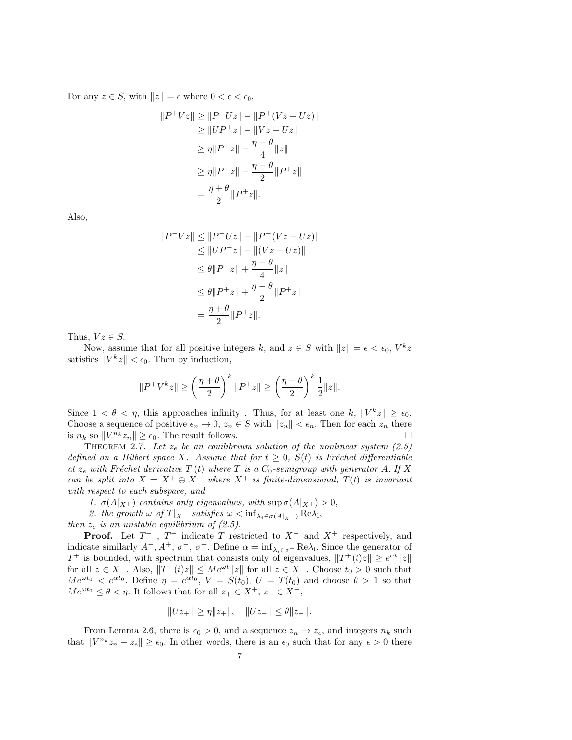For any $z \in S$, with $\|z\| = \epsilon$ where $0 < \epsilon < \epsilon_0$,

$$
\begin{aligned}
\|P^+ Vz\| &\geq \|P^+ Uz\| - \|P^+(Vz - Uz)\| \\
&\geq \|UP^+ z\| - \|Vz - Uz\| \\
&\geq \eta \|P^+ z\| - \frac{\eta - \theta}{4}\|z\| \\
&\geq \eta \|P^+ z\| - \frac{\eta - \theta}{2}\|P^+ z\| \\
&= \frac{\eta + \theta}{2}\|P^+ z\|.
\end{aligned}
$$

Also,

$$
\begin{aligned}
\|P^- Vz\| &\leq \|P^- Uz\| + \|P^-(Vz - Uz)\| \\
&\leq \|UP^- z\| + \|(Vz - Uz)\| \\
&\leq \theta \|P^- z\| + \frac{\eta - \theta}{4}\|z\| \\
&\leq \theta \|P^+ z\| + \frac{\eta - \theta}{2}\|P^+ z\| \\
&= \frac{\eta + \theta}{2}\|P^+ z\|.
\end{aligned}
$$

Thus, $Vz \in S$.

Now, assume that for all positive integers $k$, and $z \in S$ with $\|z\| = \epsilon < \epsilon_0$, $V^k z$ satisfies $\|V^k z\| < \epsilon_0$. Then by induction,

$$
\|P^+ V^k z\| \geq \left(\frac{\eta + \theta}{2}\right)^k \|P^+ z\| \geq \left(\frac{\eta + \theta}{2}\right)^k \frac{1}{2}\|z\|.
$$

Since $1 < \theta < \eta$, this approaches infinity . Thus, for at least one $k$, $\|V^k z\| \geq \epsilon_0$. Choose a sequence of positive $\epsilon_n \to 0$, $z_n \in S$ with $\|z_n\| < \epsilon_n$. Then for each $z_n$ there is $n_k$ so $\|V^{n_k} z_n\| \geq \epsilon_0$. The result follows. □

THEOREM 2.7. *Let $z_e$ be an equilibrium solution of the nonlinear system (2.5) defined on a Hilbert space $X$. Assume that for $t \geq 0$, $S(t)$ is Fréchet differentiable at $z_e$ with Fréchet derivative $T(t)$ where $T$ is a $C_0$-semigroup with generator $A$. If $X$ can be split into $X = X^+ \oplus X^-$ where $X^+$ is finite-dimensional, $T(t)$ is invariant with respect to each subspace, and*

1. *$\sigma(A|_{X^+})$ contains only eigenvalues, with $\sup \sigma(A|_{X^+}) > 0$,*
2. *the growth $\omega$ of $T|_{X^-}$ satisfies $\omega < \inf_{\lambda_i \in \sigma(A|_{X^+})} \mathrm{Re}\lambda_i$,*

*then $z_e$ is an unstable equilibrium of (2.5).*

**Proof.** Let $T^-$ , $T^+$ indicate $T$ restricted to $X^-$ and $X^+$ respectively, and indicate similarly $A^-, A^+, \sigma^-, \sigma^+$. Define $\alpha = \inf_{\lambda_i \in \sigma^+} \mathrm{Re}\lambda_i$. Since the generator of $T^+$ is bounded, with spectrum that consists only of eigenvalues, $\|T^+(t)z\| \geq e^{\alpha t}\|z\|$ for all $z \in X^+$. Also, $\|T^-(t)z\| \leq Me^{\omega t}\|z\|$ for all $z \in X^-$. Choose $t_0 > 0$ such that $Me^{\omega t_0} < e^{\alpha t_0}$. Define $\eta = e^{\alpha t_0}$, $V = S(t_0)$, $U = T(t_0)$ and choose $\theta > 1$ so that $Me^{\omega t_0} \leq \theta < \eta$. It follows that for all $z_+ \in X^+$, $z_- \in X^-$,

$$
\|Uz_+\| \geq \eta \|z_+\|, \quad \|Uz_-\| \leq \theta \|z_-\|.
$$

From Lemma 2.6, there is $\epsilon_0 > 0$, and a sequence $z_n \to z_e$, and integers $n_k$ such that $\|V^{n_k} z_n - z_e\| \geq \epsilon_0$. In other words, there is an $\epsilon_0$ such that for any $\epsilon > 0$ there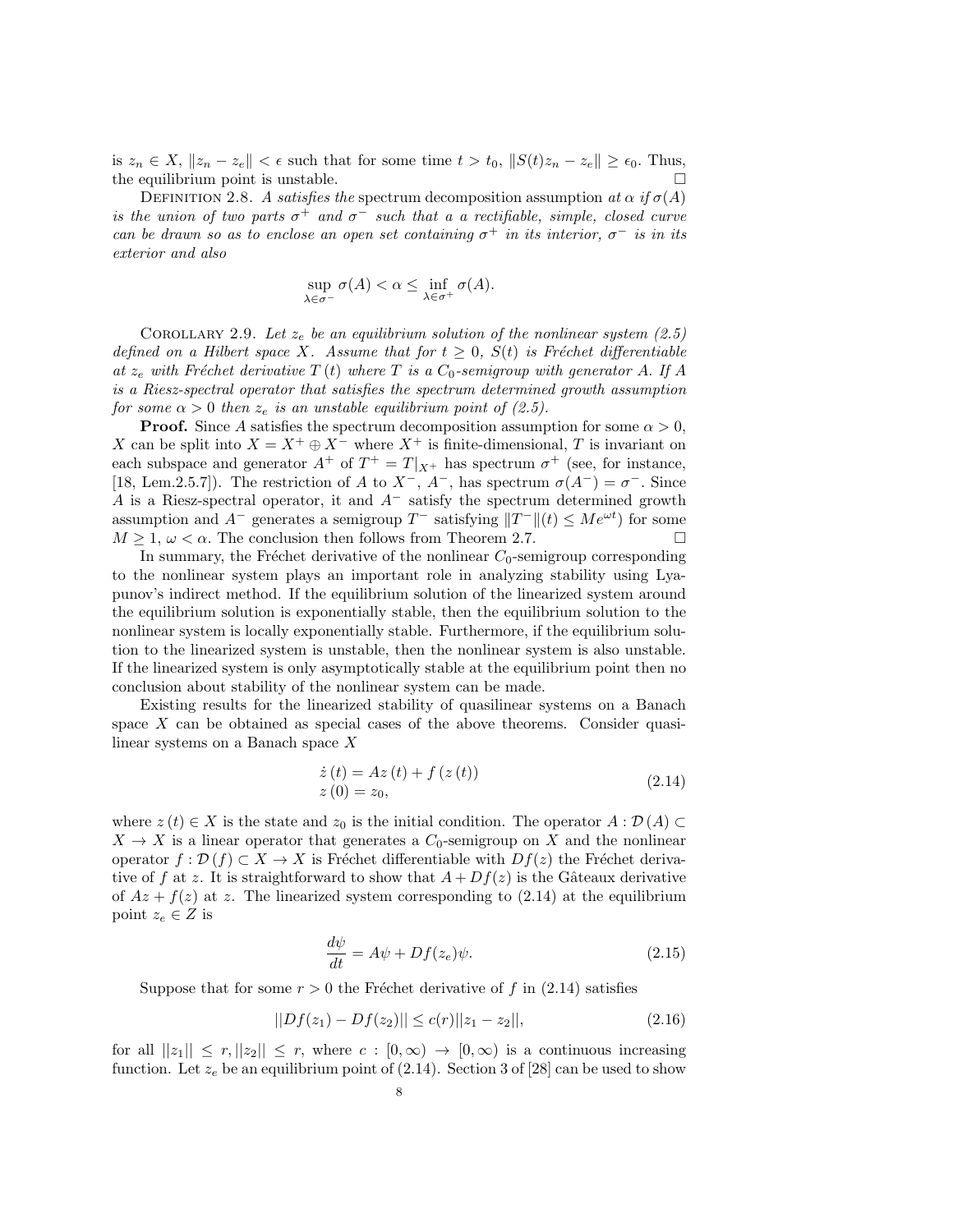is $z_n \in X$, $\|z_n - z_e\| < \epsilon$ such that for some time $t > t_0$, $\|S(t)z_n - z_e\| \geq \epsilon_0$. Thus, the equilibrium point is unstable. □

Definition 2.8. *A satisfies the* spectrum decomposition assumption *at* $\alpha$ *if* $\sigma(A)$ *is the union of two parts* $\sigma^+$ *and* $\sigma^-$ *such that a a rectifiable, simple, closed curve can be drawn so as to enclose an open set containing* $\sigma^+$ *in its interior,* $\sigma^-$ *is in its exterior and also*

$$\sup_{\lambda \in \sigma^-} \sigma(A) < \alpha \leq \inf_{\lambda \in \sigma^+} \sigma(A).$$

Corollary 2.9. *Let* $z_e$ *be an equilibrium solution of the nonlinear system (2.5) defined on a Hilbert space* $X$*. Assume that for* $t \geq 0$*,* $S(t)$ *is Fréchet differentiable at* $z_e$ *with Fréchet derivative* $T(t)$ *where* $T$ *is a* $C_0$*-semigroup with generator* $A$*. If* $A$ *is a Riesz-spectral operator that satisfies the spectrum determined growth assumption for some* $\alpha > 0$ *then* $z_e$ *is an unstable equilibrium point of (2.5).*

**Proof.** Since $A$ satisfies the spectrum decomposition assumption for some $\alpha > 0$, $X$ can be split into $X = X^+ \oplus X^-$ where $X^+$ is finite-dimensional, $T$ is invariant on each subspace and generator $A^+$ of $T^+ = T|_{X^+}$ has spectrum $\sigma^+$ (see, for instance, [18, Lem.2.5.7]). The restriction of $A$ to $X^-$, $A^-$, has spectrum $\sigma(A^-) = \sigma^-$. Since $A$ is a Riesz-spectral operator, it and $A^-$ satisfy the spectrum determined growth assumption and $A^-$ generates a semigroup $T^-$ satisfying $\|T^-\|(t) \leq Me^{\omega t})$ for some $M \geq 1$, $\omega < \alpha$. The conclusion then follows from Theorem 2.7. □

In summary, the Fréchet derivative of the nonlinear $C_0$-semigroup corresponding to the nonlinear system plays an important role in analyzing stability using Lyapunov's indirect method. If the equilibrium solution of the linearized system around the equilibrium solution is exponentially stable, then the equilibrium solution to the nonlinear system is locally exponentially stable. Furthermore, if the equilibrium solution to the linearized system is unstable, then the nonlinear system is also unstable. If the linearized system is only asymptotically stable at the equilibrium point then no conclusion about stability of the nonlinear system can be made.

Existing results for the linearized stability of quasilinear systems on a Banach space $X$ can be obtained as special cases of the above theorems. Consider quasilinear systems on a Banach space $X$

$$\begin{aligned} \dot{z}(t) &= Az(t) + f(z(t)) \\ z(0) &= z_0, \end{aligned} \tag{2.14}$$

where $z(t) \in X$ is the state and $z_0$ is the initial condition. The operator $A : \mathcal{D}(A) \subset X \to X$ is a linear operator that generates a $C_0$-semigroup on $X$ and the nonlinear operator $f : \mathcal{D}(f) \subset X \to X$ is Fréchet differentiable with $Df(z)$ the Fréchet derivative of $f$ at $z$. It is straightforward to show that $A + Df(z)$ is the Gâteaux derivative of $Az + f(z)$ at $z$. The linearized system corresponding to (2.14) at the equilibrium point $z_e \in Z$ is

$$\frac{d\psi}{dt} = A\psi + Df(z_e)\psi. \tag{2.15}$$

Suppose that for some $r > 0$ the Fréchet derivative of $f$ in (2.14) satisfies

$$||Df(z_1) - Df(z_2)|| \leq c(r)||z_1 - z_2||, \tag{2.16}$$

for all $||z_1|| \leq r, ||z_2|| \leq r$, where $c : [0, \infty) \to [0, \infty)$ is a continuous increasing function. Let $z_e$ be an equilibrium point of (2.14). Section 3 of [28] can be used to show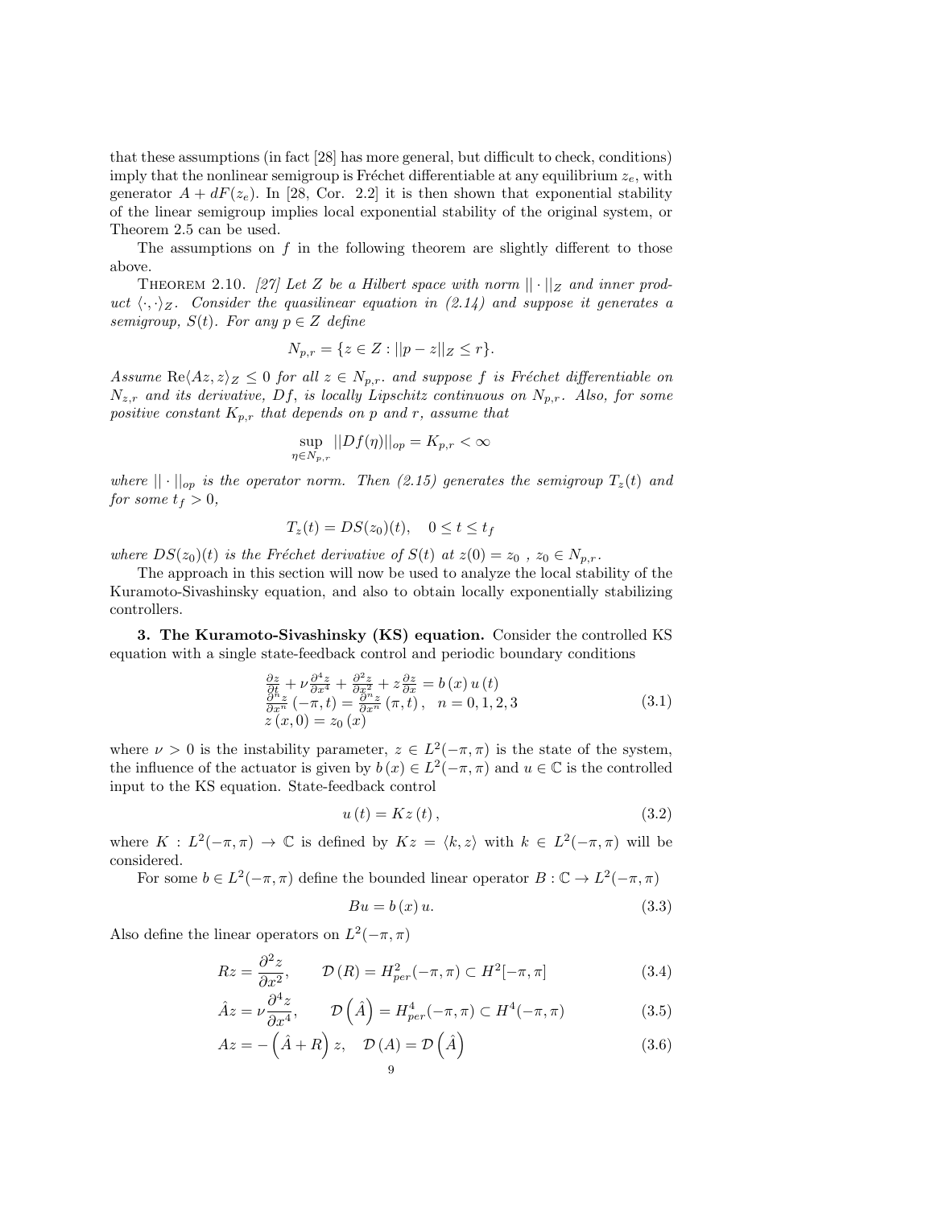that these assumptions (in fact [28] has more general, but difficult to check, conditions) imply that the nonlinear semigroup is Fréchet differentiable at any equilibrium $z_e$, with generator $A + dF(z_e)$. In [28, Cor. 2.2] it is then shown that exponential stability of the linear semigroup implies local exponential stability of the original system, or Theorem 2.5 can be used.

The assumptions on $f$ in the following theorem are slightly different to those above.

Theorem 2.10. *[27] Let $Z$ be a Hilbert space with norm $||\cdot||_Z$ and inner product $\langle \cdot, \cdot \rangle_Z$. Consider the quasilinear equation in (2.14) and suppose it generates a semigroup, $S(t)$. For any $p \in Z$ define*

$$N_{p,r} = \{z \in Z : ||p - z||_Z \leq r\}.$$

*Assume $\mathrm{Re}\langle Az, z\rangle_Z \leq 0$ for all $z \in N_{p,r}$. and suppose $f$ is Fréchet differentiable on $N_{z,r}$ and its derivative, $Df$, is locally Lipschitz continuous on $N_{p,r}$. Also, for some positive constant $K_{p,r}$ that depends on $p$ and $r$, assume that*

$$\sup_{\eta \in N_{p,r}} ||Df(\eta)||_{op} = K_{p,r} < \infty$$

*where $||\cdot||_{op}$ is the operator norm. Then (2.15) generates the semigroup $T_z(t)$ and for some $t_f > 0$,*

$$T_z(t) = DS(z_0)(t), \quad 0 \leq t \leq t_f$$

*where $DS(z_0)(t)$ is the Fréchet derivative of $S(t)$ at $z(0) = z_0$ , $z_0 \in N_{p,r}$.*

The approach in this section will now be used to analyze the local stability of the Kuramoto-Sivashinsky equation, and also to obtain locally exponentially stabilizing controllers.

## 3. The Kuramoto-Sivashinsky (KS) equation.

Consider the controlled KS equation with a single state-feedback control and periodic boundary conditions

$$\begin{aligned}
&\tfrac{\partial z}{\partial t} + \nu \tfrac{\partial^4 z}{\partial x^4} + \tfrac{\partial^2 z}{\partial x^2} + z\tfrac{\partial z}{\partial x} = b\left(x\right)u\left(t\right) \\
&\tfrac{\partial^n z}{\partial x^n}\left(-\pi, t\right) = \tfrac{\partial^n z}{\partial x^n}\left(\pi, t\right), \quad n = 0, 1, 2, 3 \\
&z\left(x, 0\right) = z_0\left(x\right)
\end{aligned} \tag{3.1}$$

where $\nu > 0$ is the instability parameter, $z \in L^2(-\pi, \pi)$ is the state of the system, the influence of the actuator is given by $b\left(x\right) \in L^2(-\pi, \pi)$ and $u \in \mathbb{C}$ is the controlled input to the KS equation. State-feedback control

$$u\left(t\right) = Kz\left(t\right), \tag{3.2}$$

where $K : L^2(-\pi, \pi) \to \mathbb{C}$ is defined by $Kz = \langle k, z\rangle$ with $k \in L^2(-\pi, \pi)$ will be considered.

For some $b \in L^2(-\pi, \pi)$ define the bounded linear operator $B : \mathbb{C} \to L^2(-\pi, \pi)$

$$Bu = b\left(x\right)u. \tag{3.3}$$

Also define the linear operators on $L^2(-\pi, \pi)$

$$Rz = \frac{\partial^2 z}{\partial x^2}, \qquad \mathcal{D}\left(R\right) = H^2_{per}(-\pi, \pi) \subset H^2[-\pi, \pi] \tag{3.4}$$

$$\hat{A}z = \nu\frac{\partial^4 z}{\partial x^4}, \qquad \mathcal{D}\left(\hat{A}\right) = H^4_{per}(-\pi, \pi) \subset H^4(-\pi, \pi) \tag{3.5}$$

$$Az = -\left(\hat{A} + R\right)z, \quad \mathcal{D}\left(A\right) = \mathcal{D}\left(\hat{A}\right) \tag{3.6}$$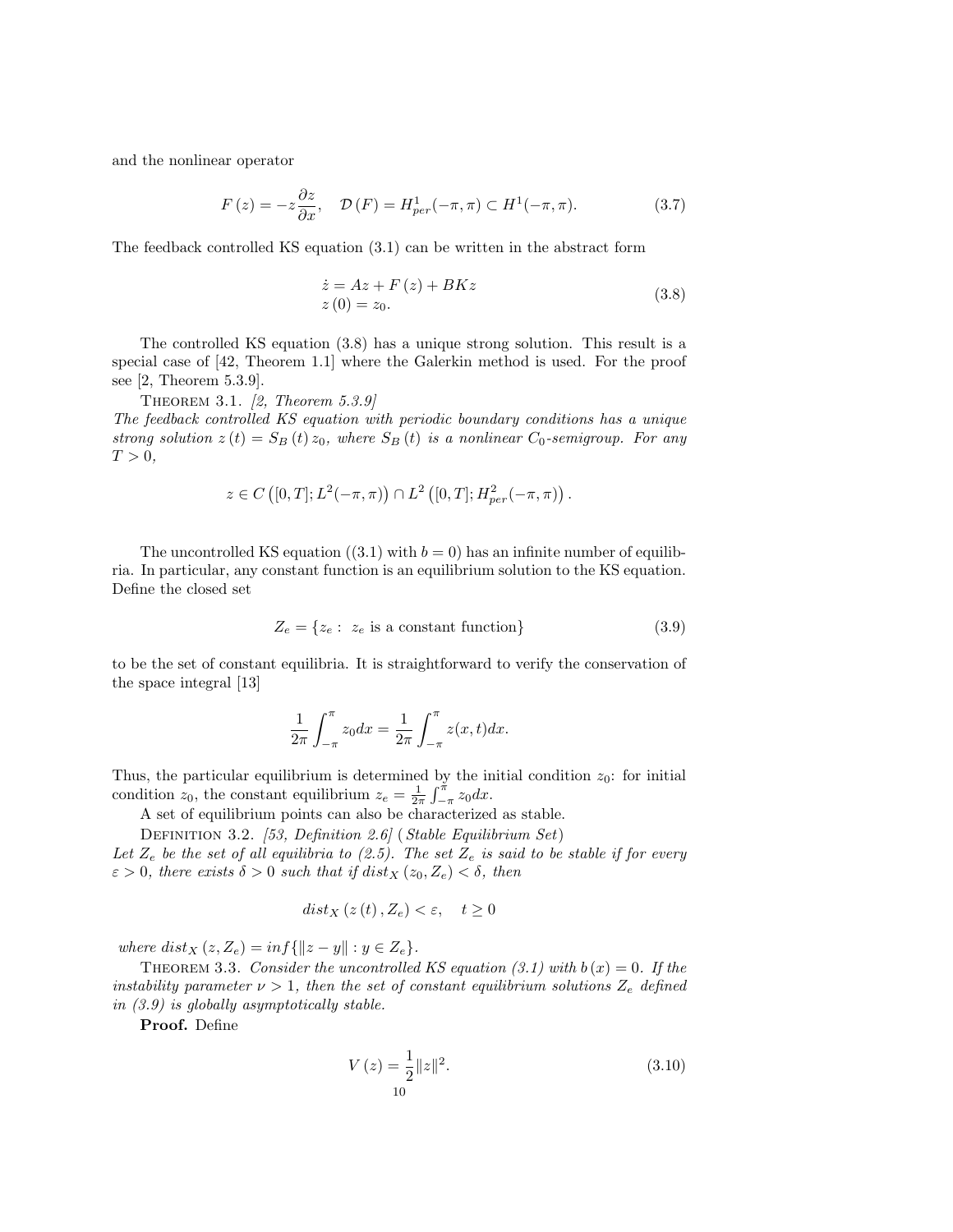and the nonlinear operator

$$F(z) = -z\frac{\partial z}{\partial x}, \quad \mathcal{D}(F) = H^1_{per}(-\pi,\pi) \subset H^1(-\pi,\pi). \tag{3.7}$$

The feedback controlled KS equation (3.1) can be written in the abstract form

$$\begin{aligned} \dot{z} &= Az + F(z) + BKz \\ z(0) &= z_0. \end{aligned} \tag{3.8}$$

The controlled KS equation (3.8) has a unique strong solution. This result is a special case of [42, Theorem 1.1] where the Galerkin method is used. For the proof see [2, Theorem 5.3.9].

Theorem 3.1. *[2, Theorem 5.3.9] The feedback controlled KS equation with periodic boundary conditions has a unique strong solution $z(t) = S_B(t)z_0$, where $S_B(t)$ is a nonlinear $C_0$-semigroup. For any $T > 0$,*

$$z \in C\left([0,T]; L^2(-\pi,\pi)\right) \cap L^2\left([0,T]; H^2_{per}(-\pi,\pi)\right).$$

The uncontrolled KS equation ((3.1) with $b = 0$) has an infinite number of equilibria. In particular, any constant function is an equilibrium solution to the KS equation. Define the closed set

$$Z_e = \{z_e : \ z_e \text{ is a constant function}\} \tag{3.9}$$

to be the set of constant equilibria. It is straightforward to verify the conservation of the space integral [13]

$$\frac{1}{2\pi}\int_{-\pi}^{\pi} z_0 dx = \frac{1}{2\pi}\int_{-\pi}^{\pi} z(x,t)dx.$$

Thus, the particular equilibrium is determined by the initial condition $z_0$: for initial condition $z_0$, the constant equilibrium $z_e = \frac{1}{2\pi}\int_{-\pi}^{\pi} z_0 dx$.

A set of equilibrium points can also be characterized as stable.

Definition 3.2. [53, Definition 2.6] (*Stable Equilibrium Set*) *Let $Z_e$ be the set of all equilibria to (2.5). The set $Z_e$ is said to be stable if for every $\varepsilon > 0$, there exists $\delta > 0$ such that if $dist_X(z_0, Z_e) < \delta$, then*

$$dist_X(z(t), Z_e) < \varepsilon, \quad t \geq 0$$

*where $dist_X(z, Z_e) = inf\{\|z - y\| : y \in Z_e\}$.*

Theorem 3.3. *Consider the uncontrolled KS equation (3.1) with $b(x) = 0$. If the instability parameter $\nu > 1$, then the set of constant equilibrium solutions $Z_e$ defined in (3.9) is globally asymptotically stable.*

**Proof.** Define

$$V(z) = \frac{1}{2}\|z\|^2. \tag{3.10}$$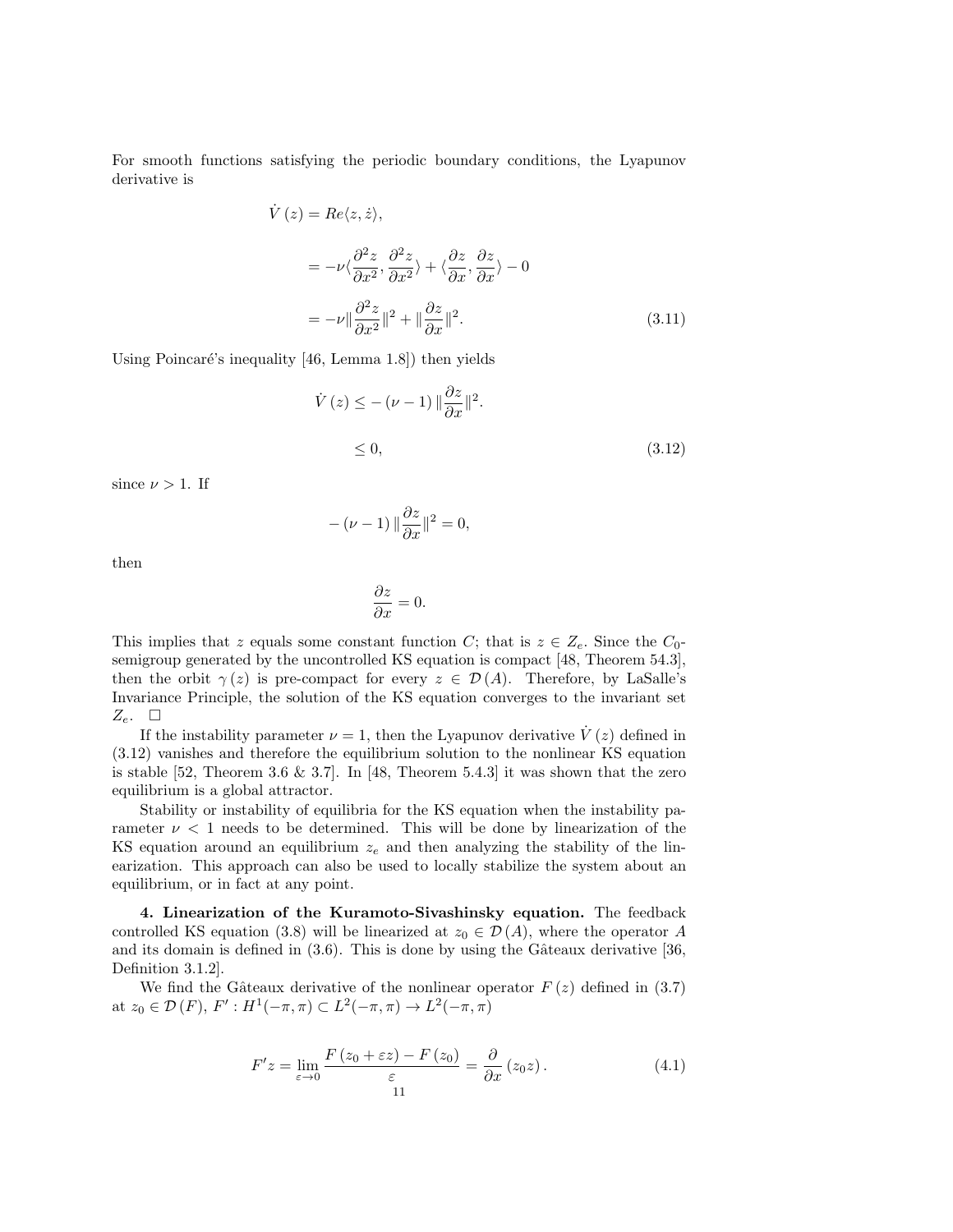For smooth functions satisfying the periodic boundary conditions, the Lyapunov derivative is

$$
\begin{aligned}
\dot{V}(z) &= Re\langle z, \dot{z}\rangle, \\
&= -\nu\langle \frac{\partial^2 z}{\partial x^2}, \frac{\partial^2 z}{\partial x^2}\rangle + \langle \frac{\partial z}{\partial x}, \frac{\partial z}{\partial x}\rangle - 0 \\
&= -\nu\|\frac{\partial^2 z}{\partial x^2}\|^2 + \|\frac{\partial z}{\partial x}\|^2.
\end{aligned}
\tag{3.11}
$$

Using Poincaré's inequality [46, Lemma 1.8]) then yields

$$
\begin{aligned}
\dot{V}(z) &\leq -(\nu - 1)\|\frac{\partial z}{\partial x}\|^2. \\
&\leq 0,
\end{aligned}
\tag{3.12}
$$

since $\nu > 1$. If

$$
-(\nu - 1)\|\frac{\partial z}{\partial x}\|^2 = 0,
$$

then

$$
\frac{\partial z}{\partial x} = 0.
$$

This implies that $z$ equals some constant function $C$; that is $z \in Z_e$. Since the $C_0$-semigroup generated by the uncontrolled KS equation is compact [48, Theorem 54.3], then the orbit $\gamma(z)$ is pre-compact for every $z \in \mathcal{D}(A)$. Therefore, by LaSalle's Invariance Principle, the solution of the KS equation converges to the invariant set $Z_e$. $\square$

If the instability parameter $\nu = 1$, then the Lyapunov derivative $\dot{V}(z)$ defined in (3.12) vanishes and therefore the equilibrium solution to the nonlinear KS equation is stable [52, Theorem 3.6 & 3.7]. In [48, Theorem 5.4.3] it was shown that the zero equilibrium is a global attractor.

Stability or instability of equilibria for the KS equation when the instability parameter $\nu < 1$ needs to be determined. This will be done by linearization of the KS equation around an equilibrium $z_e$ and then analyzing the stability of the linearization. This approach can also be used to locally stabilize the system about an equilibrium, or in fact at any point.

**4. Linearization of the Kuramoto-Sivashinsky equation.** The feedback controlled KS equation (3.8) will be linearized at $z_0 \in \mathcal{D}(A)$, where the operator $A$ and its domain is defined in (3.6). This is done by using the Gâteaux derivative [36, Definition 3.1.2].

We find the Gâteaux derivative of the nonlinear operator $F(z)$ defined in (3.7) at $z_0 \in \mathcal{D}(F)$, $F' : H^1(-\pi, \pi) \subset L^2(-\pi, \pi) \to L^2(-\pi, \pi)$

$$
F'z = \lim_{\varepsilon \to 0} \frac{F(z_0 + \varepsilon z) - F(z_0)}{\varepsilon} = \frac{\partial}{\partial x}(z_0 z). \tag{4.1}
$$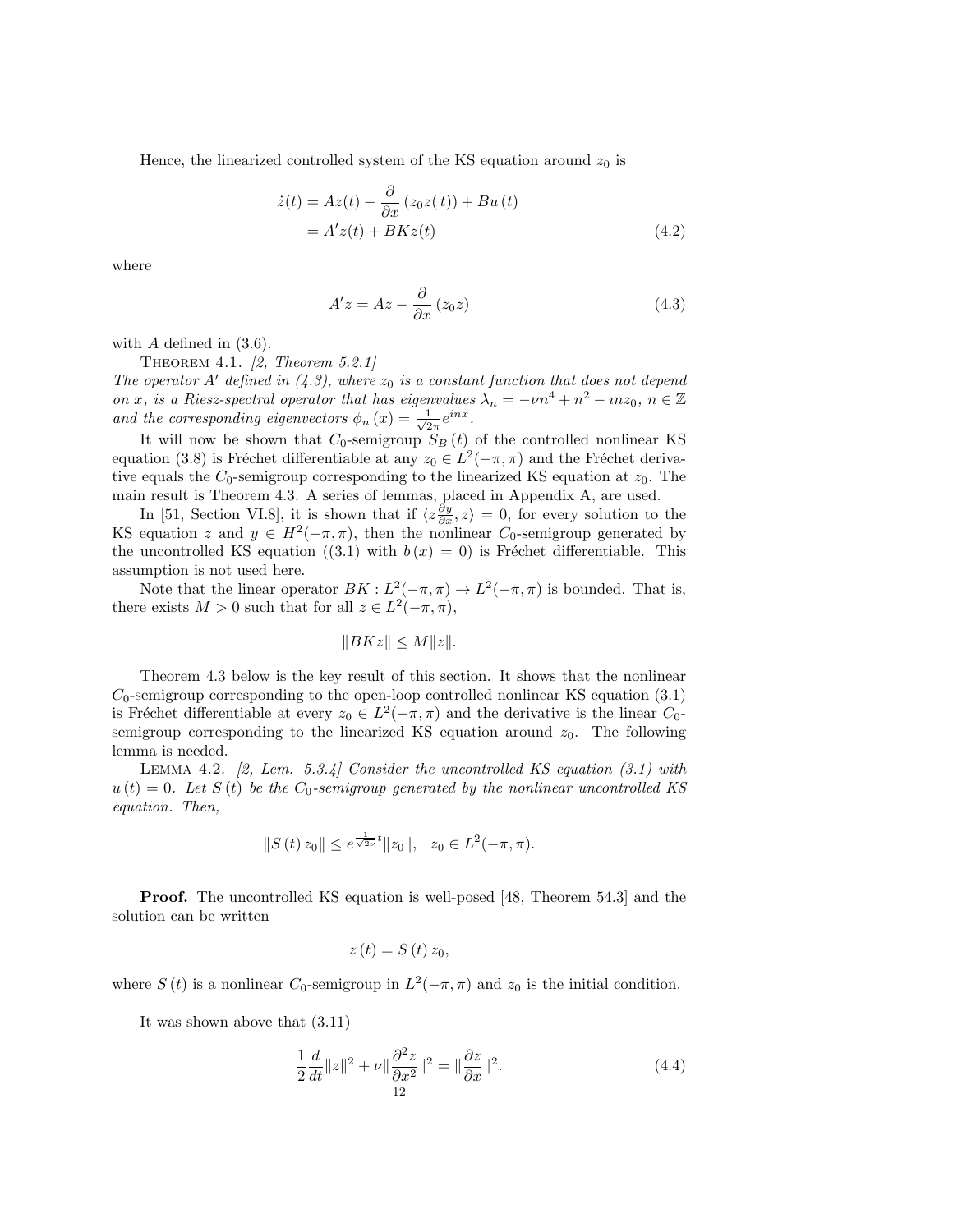Hence, the linearized controlled system of the KS equation around $z_0$ is

$$
\begin{aligned}
\dot{z}(t) &= Az(t) - \frac{\partial}{\partial x}\left(z_0 z(t)\right) + Bu\left(t\right) \\
&= A'z(t) + BKz(t)
\end{aligned}
\tag{4.2}
$$

where

$$
A'z = Az - \frac{\partial}{\partial x}\left(z_0 z\right) \tag{4.3}
$$

with $A$ defined in (3.6).

THEOREM 4.1. *[2, Theorem 5.2.1] The operator $A'$ defined in (4.3), where $z_0$ is a constant function that does not depend on $x$, is a Riesz-spectral operator that has eigenvalues $\lambda_n = -\nu n^4 + n^2 - \imath n z_0$, $n \in \mathbb{Z}$ and the corresponding eigenvectors $\phi_n\left(x\right) = \frac{1}{\sqrt{2\pi}} e^{inx}$.*

It will now be shown that $C_0$-semigroup $S_B\left(t\right)$ of the controlled nonlinear KS equation (3.8) is Fréchet differentiable at any $z_0 \in L^2(-\pi, \pi)$ and the Fréchet derivative equals the $C_0$-semigroup corresponding to the linearized KS equation at $z_0$. The main result is Theorem 4.3. A series of lemmas, placed in Appendix A, are used.

In [51, Section VI.8], it is shown that if $\langle z\frac{\partial y}{\partial x}, z\rangle = 0$, for every solution to the KS equation $z$ and $y \in H^2(-\pi, \pi)$, then the nonlinear $C_0$-semigroup generated by the uncontrolled KS equation ((3.1) with $b\left(x\right) = 0$) is Fréchet differentiable. This assumption is not used here.

Note that the linear operator $BK : L^2(-\pi, \pi) \to L^2(-\pi, \pi)$ is bounded. That is, there exists $M > 0$ such that for all $z \in L^2(-\pi, \pi)$,

$$
\|BKz\| \leq M\|z\|.
$$

Theorem 4.3 below is the key result of this section. It shows that the nonlinear $C_0$-semigroup corresponding to the open-loop controlled nonlinear KS equation (3.1) is Fréchet differentiable at every $z_0 \in L^2(-\pi, \pi)$ and the derivative is the linear $C_0$-semigroup corresponding to the linearized KS equation around $z_0$. The following lemma is needed.

LEMMA 4.2. *[2, Lem. 5.3.4] Consider the uncontrolled KS equation (3.1) with $u\left(t\right) = 0$. Let $S\left(t\right)$ be the $C_0$-semigroup generated by the nonlinear uncontrolled KS equation. Then,*

$$
\|S\left(t\right) z_0\| \leq e^{\frac{1}{\sqrt{2\nu}}t}\|z_0\|, \quad z_0 \in L^2(-\pi, \pi).
$$

**Proof.** The uncontrolled KS equation is well-posed [48, Theorem 54.3] and the solution can be written

$$
z\left(t\right) = S\left(t\right) z_0,
$$

where $S\left(t\right)$ is a nonlinear $C_0$-semigroup in $L^2(-\pi, \pi)$ and $z_0$ is the initial condition.

It was shown above that (3.11)

$$
\frac{1}{2}\frac{d}{dt}\|z\|^2 + \nu\|\frac{\partial^2 z}{\partial x^2}\|^2 = \|\frac{\partial z}{\partial x}\|^2. \tag{4.4}
$$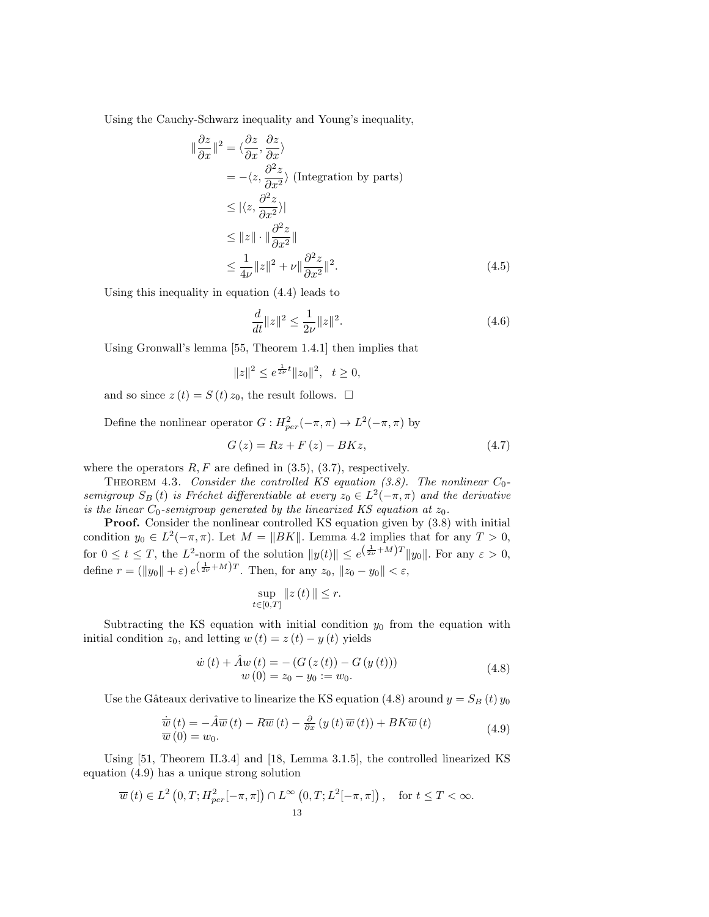Using the Cauchy-Schwarz inequality and Young's inequality,

$$
\begin{aligned}
\|\frac{\partial z}{\partial x}\|^2 &= \langle \frac{\partial z}{\partial x}, \frac{\partial z}{\partial x} \rangle \\
&= -\langle z, \frac{\partial^2 z}{\partial x^2} \rangle \text{ (Integration by parts)} \\
&\leq |\langle z, \frac{\partial^2 z}{\partial x^2} \rangle| \\
&\leq \|z\| \cdot \|\frac{\partial^2 z}{\partial x^2}\| \\
&\leq \frac{1}{4\nu}\|z\|^2 + \nu \|\frac{\partial^2 z}{\partial x^2}\|^2. \qquad (4.5)
\end{aligned}
$$

Using this inequality in equation (4.4) leads to

$$
\frac{d}{dt}\|z\|^2 \leq \frac{1}{2\nu}\|z\|^2. \qquad (4.6)
$$

Using Gronwall's lemma [55, Theorem 1.4.1] then implies that

$$
\|z\|^2 \leq e^{\frac{1}{2\nu}t}\|z_0\|^2, \quad t \geq 0,
$$

and so since $z(t) = S(t)z_0$, the result follows. $\square$

Define the nonlinear operator $G : H^2_{per}(-\pi, \pi) \to L^2(-\pi, \pi)$ by

$$
G(z) = Rz + F(z) - BKz, \qquad (4.7)
$$

where the operators $R, F$ are defined in (3.5), (3.7), respectively.

Theorem 4.3. *Consider the controlled KS equation (3.8). The nonlinear $C_0$-semigroup $S_B(t)$ is Fréchet differentiable at every $z_0 \in L^2(-\pi, \pi)$ and the derivative is the linear $C_0$-semigroup generated by the linearized KS equation at $z_0$.*

**Proof.** Consider the nonlinear controlled KS equation given by (3.8) with initial condition $y_0 \in L^2(-\pi, \pi)$. Let $M = \|BK\|$. Lemma 4.2 implies that for any $T > 0$, for $0 \leq t \leq T$, the $L^2$-norm of the solution $\|y(t)\| \leq e^{\left(\frac{1}{2\nu}+M\right)T}\|y_0\|$. For any $\varepsilon > 0$, define $r = (\|y_0\| + \varepsilon)\, e^{\left(\frac{1}{2\nu}+M\right)T}$. Then, for any $z_0$, $\|z_0 - y_0\| < \varepsilon$,

$$
\sup_{t \in [0,T]} \|z(t)\| \leq r.
$$

Subtracting the KS equation with initial condition $y_0$ from the equation with initial condition $z_0$, and letting $w(t) = z(t) - y(t)$ yields

$$
\begin{aligned}
\dot{w}(t) + \hat{A}w(t) &= -\left(G(z(t)) - G(y(t))\right) \\
w(0) &= z_0 - y_0 := w_0.
\end{aligned} \qquad (4.8)
$$

Use the Gâteaux derivative to linearize the KS equation (4.8) around $y = S_B(t)y_0$

$$
\begin{aligned}
\dot{\overline{w}}(t) &= -\hat{A}\overline{w}(t) - R\overline{w}(t) - \tfrac{\partial}{\partial x}\left(y(t)\,\overline{w}(t)\right) + BK\overline{w}(t) \\
\overline{w}(0) &= w_0.
\end{aligned} \qquad (4.9)
$$

Using [51, Theorem II.3.4] and [18, Lemma 3.1.5], the controlled linearized KS equation (4.9) has a unique strong solution

$$
\overline{w}(t) \in L^2\left(0, T; H^2_{per}[-\pi, \pi]\right) \cap L^\infty\left(0, T; L^2[-\pi, \pi]\right), \quad \text{for } t \leq T < \infty.
$$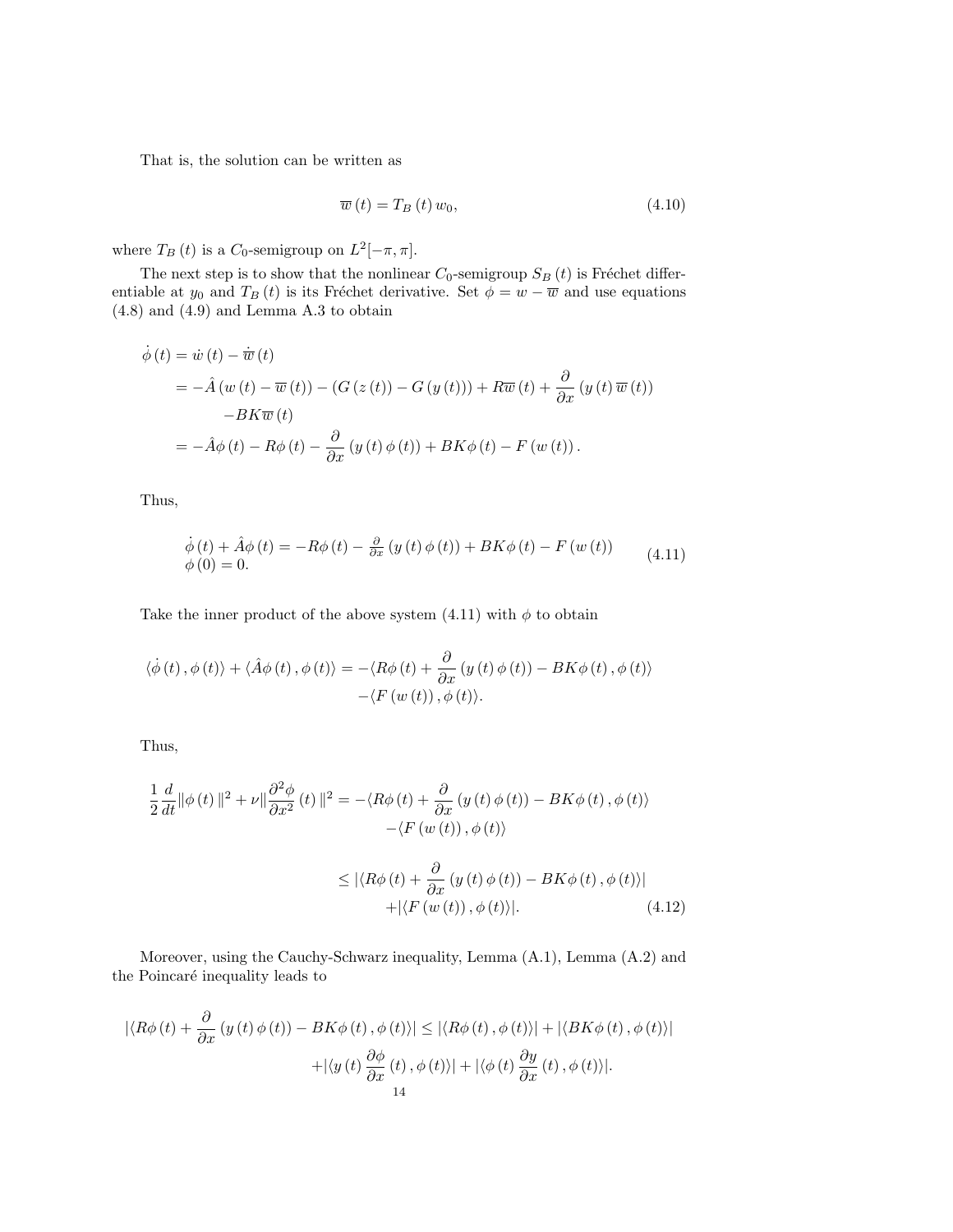That is, the solution can be written as

$$\overline{w}\left(t\right) = T_B\left(t\right) w_0, \tag{4.10}$$

where $T_B\left(t\right)$ is a $C_0$-semigroup on $L^2[-\pi, \pi]$.

The next step is to show that the nonlinear $C_0$-semigroup $S_B\left(t\right)$ is Fréchet differentiable at $y_0$ and $T_B\left(t\right)$ is its Fréchet derivative. Set $\phi = w - \overline{w}$ and use equations (4.8) and (4.9) and Lemma A.3 to obtain

$$\begin{aligned}
\dot{\phi}\left(t\right) &= \dot{w}\left(t\right) - \dot{\overline{w}}\left(t\right) \\
&= -\hat{A}\left(w\left(t\right) - \overline{w}\left(t\right)\right) - \left(G\left(z\left(t\right)\right) - G\left(y\left(t\right)\right)\right) + R\overline{w}\left(t\right) + \frac{\partial}{\partial x}\left(y\left(t\right)\overline{w}\left(t\right)\right) \\
&\quad - BK\overline{w}\left(t\right) \\
&= -\hat{A}\phi\left(t\right) - R\phi\left(t\right) - \frac{\partial}{\partial x}\left(y\left(t\right)\phi\left(t\right)\right) + BK\phi\left(t\right) - F\left(w\left(t\right)\right).
\end{aligned}$$

Thus,

$$\begin{aligned}
&\dot{\phi}\left(t\right) + \hat{A}\phi\left(t\right) = -R\phi\left(t\right) - \tfrac{\partial}{\partial x}\left(y\left(t\right)\phi\left(t\right)\right) + BK\phi\left(t\right) - F\left(w\left(t\right)\right) \\
&\phi\left(0\right) = 0.
\end{aligned} \tag{4.11}$$

Take the inner product of the above system (4.11) with $\phi$ to obtain

$$\begin{aligned}
\langle\dot{\phi}\left(t\right), \phi\left(t\right)\rangle + \langle\hat{A}\phi\left(t\right), \phi\left(t\right)\rangle = &-\langle R\phi\left(t\right) + \frac{\partial}{\partial x}\left(y\left(t\right)\phi\left(t\right)\right) - BK\phi\left(t\right), \phi\left(t\right)\rangle \\
&-\langle F\left(w\left(t\right)\right), \phi\left(t\right)\rangle.
\end{aligned}$$

Thus,

$$\begin{aligned}
\frac{1}{2}\frac{d}{dt}\|\phi\left(t\right)\|^2 + \nu\|\frac{\partial^2\phi}{\partial x^2}\left(t\right)\|^2 &= -\langle R\phi\left(t\right) + \frac{\partial}{\partial x}\left(y\left(t\right)\phi\left(t\right)\right) - BK\phi\left(t\right), \phi\left(t\right)\rangle \\
&\quad -\langle F\left(w\left(t\right)\right), \phi\left(t\right)\rangle \\
&\leq |\langle R\phi\left(t\right) + \frac{\partial}{\partial x}\left(y\left(t\right)\phi\left(t\right)\right) - BK\phi\left(t\right), \phi\left(t\right)\rangle| \\
&\quad + |\langle F\left(w\left(t\right)\right), \phi\left(t\right)\rangle|.
\end{aligned} \tag{4.12}$$

Moreover, using the Cauchy-Schwarz inequality, Lemma (A.1), Lemma (A.2) and the Poincaré inequality leads to

$$\begin{aligned}
|\langle R\phi\left(t\right) + \frac{\partial}{\partial x}\left(y\left(t\right)\phi\left(t\right)\right) - BK\phi\left(t\right), \phi\left(t\right)\rangle| &\leq |\langle R\phi\left(t\right), \phi\left(t\right)\rangle| + |\langle BK\phi\left(t\right), \phi\left(t\right)\rangle| \\
&\quad + |\langle y\left(t\right)\frac{\partial\phi}{\partial x}\left(t\right), \phi\left(t\right)\rangle| + |\langle \phi\left(t\right)\frac{\partial y}{\partial x}\left(t\right), \phi\left(t\right)\rangle|.
\end{aligned}$$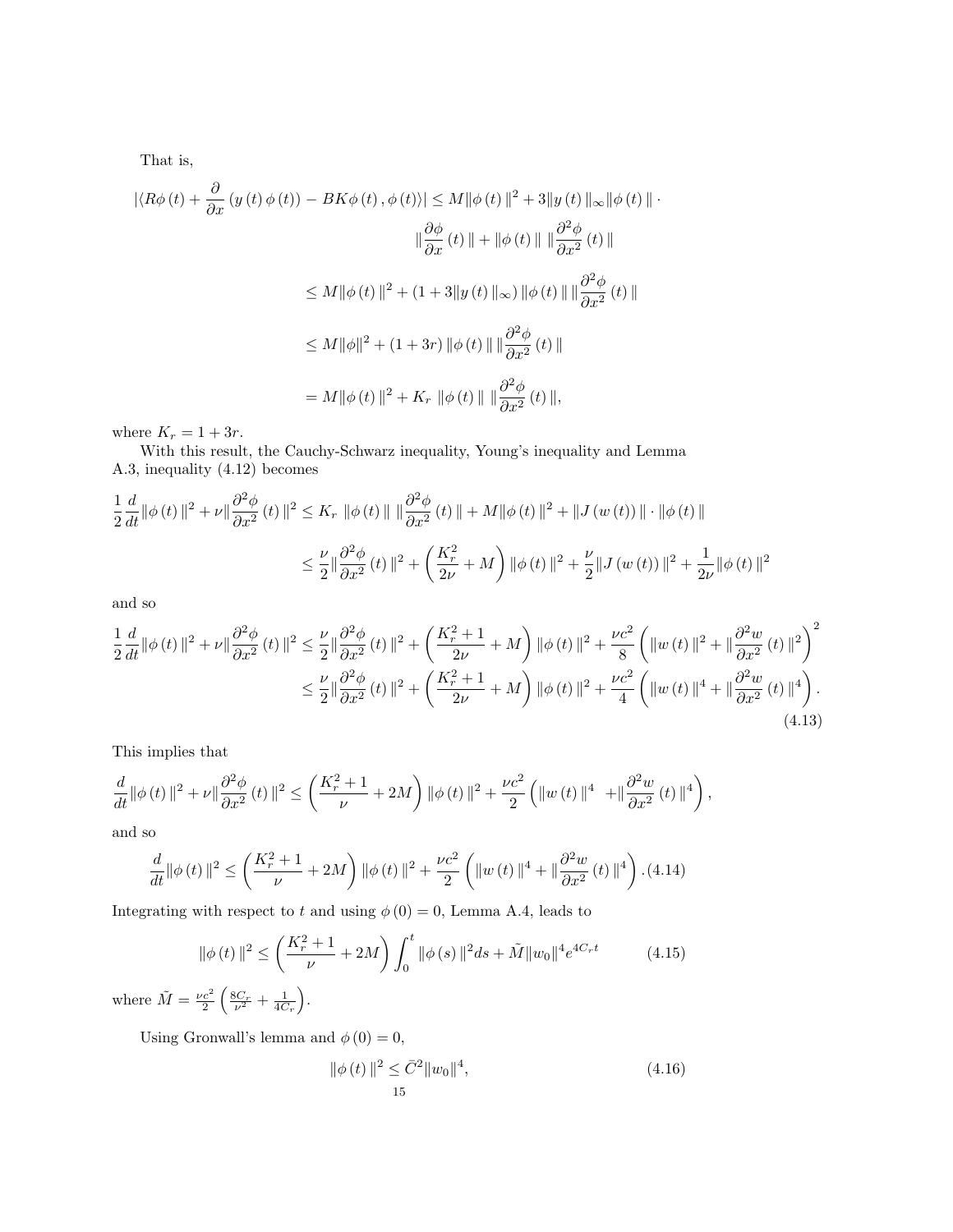That is,

$$
\begin{aligned}
|\langle R\phi(t) + \frac{\partial}{\partial x}(y(t)\phi(t)) - BK\phi(t), \phi(t)\rangle| &\leq M\|\phi(t)\|^2 + 3\|y(t)\|_\infty \|\phi(t)\| \cdot \\
&\qquad \|\frac{\partial \phi}{\partial x}(t)\| + \|\phi(t)\| \, \|\frac{\partial^2 \phi}{\partial x^2}(t)\| \\
&\leq M\|\phi(t)\|^2 + (1 + 3\|y(t)\|_\infty)\|\phi(t)\| \, \|\frac{\partial^2 \phi}{\partial x^2}(t)\| \\
&\leq M\|\phi\|^2 + (1+3r)\|\phi(t)\| \, \|\frac{\partial^2 \phi}{\partial x^2}(t)\| \\
&= M\|\phi(t)\|^2 + K_r \|\phi(t)\| \, \|\frac{\partial^2 \phi}{\partial x^2}(t)\|,
\end{aligned}
$$

where $K_r = 1 + 3r$.

With this result, the Cauchy-Schwarz inequality, Young's inequality and Lemma A.3, inequality (4.12) becomes

$$
\begin{aligned}
\frac{1}{2}\frac{d}{dt}\|\phi(t)\|^2 + \nu\|\frac{\partial^2 \phi}{\partial x^2}(t)\|^2 &\leq K_r \|\phi(t)\| \, \|\frac{\partial^2 \phi}{\partial x^2}(t)\| + M\|\phi(t)\|^2 + \|J(w(t))\| \cdot \|\phi(t)\| \\
&\leq \frac{\nu}{2}\|\frac{\partial^2 \phi}{\partial x^2}(t)\|^2 + \left(\frac{K_r^2}{2\nu} + M\right)\|\phi(t)\|^2 + \frac{\nu}{2}\|J(w(t))\|^2 + \frac{1}{2\nu}\|\phi(t)\|^2
\end{aligned}
$$

and so

$$
\begin{aligned}
\frac{1}{2}\frac{d}{dt}\|\phi(t)\|^2 + \nu\|\frac{\partial^2 \phi}{\partial x^2}(t)\|^2 &\leq \frac{\nu}{2}\|\frac{\partial^2 \phi}{\partial x^2}(t)\|^2 + \left(\frac{K_r^2+1}{2\nu} + M\right)\|\phi(t)\|^2 + \frac{\nu c^2}{8}\left(\|w(t)\|^2 + \|\frac{\partial^2 w}{\partial x^2}(t)\|^2\right)^2 \\
&\leq \frac{\nu}{2}\|\frac{\partial^2 \phi}{\partial x^2}(t)\|^2 + \left(\frac{K_r^2+1}{2\nu} + M\right)\|\phi(t)\|^2 + \frac{\nu c^2}{4}\left(\|w(t)\|^4 + \|\frac{\partial^2 w}{\partial x^2}(t)\|^4\right).
\end{aligned}
\tag{4.13}
$$

This implies that

$$
\frac{d}{dt}\|\phi(t)\|^2 + \nu\|\frac{\partial^2 \phi}{\partial x^2}(t)\|^2 \leq \left(\frac{K_r^2+1}{\nu} + 2M\right)\|\phi(t)\|^2 + \frac{\nu c^2}{2}\left(\|w(t)\|^4 + \|\frac{\partial^2 w}{\partial x^2}(t)\|^4\right),
$$

and so

$$
\frac{d}{dt}\|\phi(t)\|^2 \leq \left(\frac{K_r^2+1}{\nu} + 2M\right)\|\phi(t)\|^2 + \frac{\nu c^2}{2}\left(\|w(t)\|^4 + \|\frac{\partial^2 w}{\partial x^2}(t)\|^4\right). \tag{4.14}
$$

Integrating with respect to $t$ and using $\phi(0) = 0$, Lemma A.4, leads to

$$
\|\phi(t)\|^2 \leq \left(\frac{K_r^2+1}{\nu} + 2M\right)\int_0^t \|\phi(s)\|^2 ds + \tilde{M}\|w_0\|^4 e^{4C_r t} \tag{4.15}
$$

where $\tilde{M} = \frac{\nu c^2}{2}\left(\frac{8C_r}{\nu^2} + \frac{1}{4C_r}\right)$.

Using Gronwall's lemma and $\phi(0) = 0$,

$$
\|\phi(t)\|^2 \leq \bar{C}^2\|w_0\|^4, \tag{4.16}
$$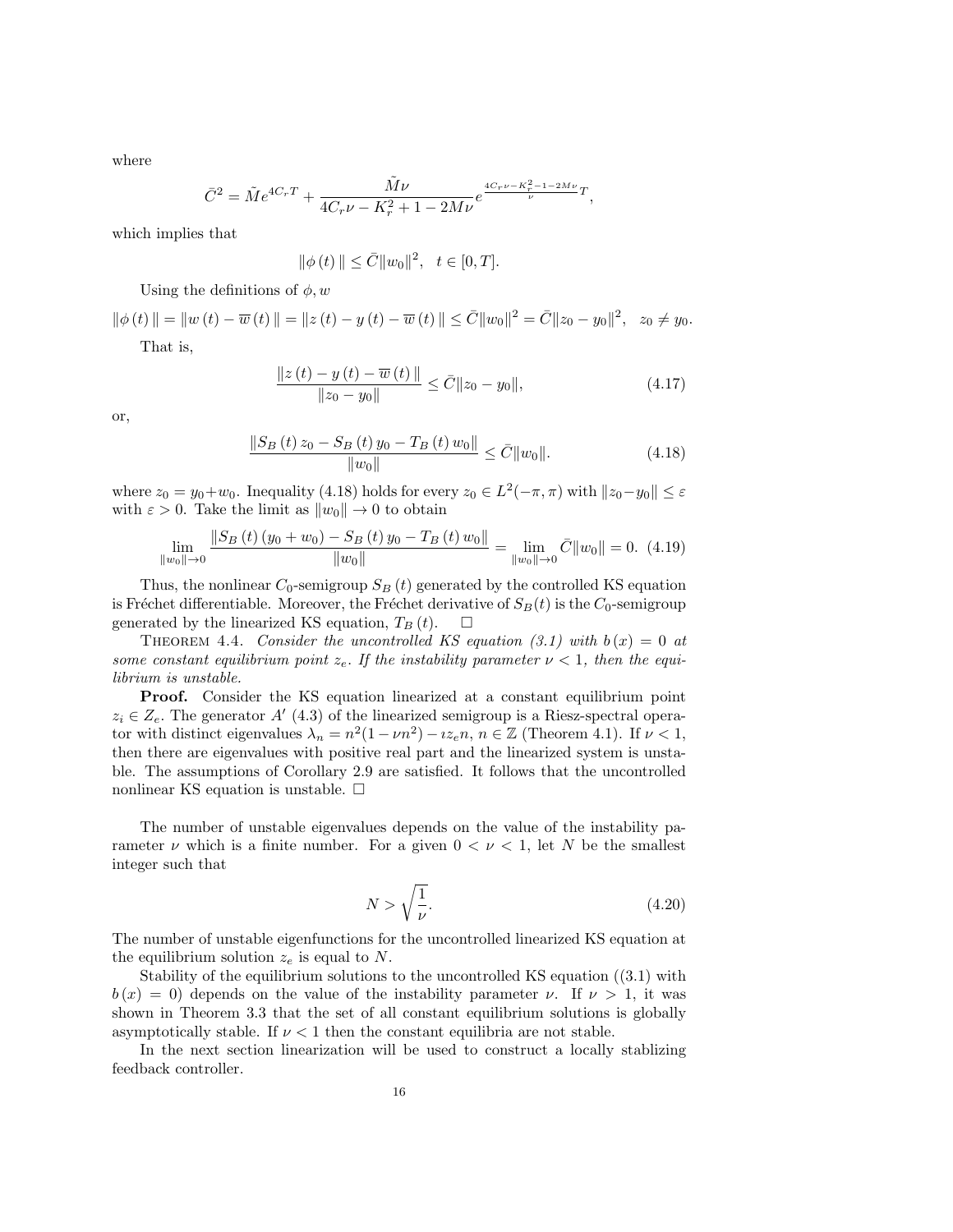where

$$\bar{C}^2 = \tilde{M}e^{4C_rT} + \frac{\tilde{M}\nu}{4C_r\nu - K_r^2 + 1 - 2M\nu}e^{\frac{4C_r\nu - K_r^2 - 1 - 2M\nu}{\nu}T},$$

which implies that

$$\|\phi(t)\| \leq \bar{C}\|w_0\|^2, \quad t \in [0, T].$$

Using the definitions of $\phi, w$

$$\|\phi(t)\| = \|w(t) - \overline{w}(t)\| = \|z(t) - y(t) - \overline{w}(t)\| \leq \bar{C}\|w_0\|^2 = \bar{C}\|z_0 - y_0\|^2, \quad z_0 \neq y_0.$$

That is,

$$\frac{\|z(t) - y(t) - \overline{w}(t)\|}{\|z_0 - y_0\|} \leq \bar{C}\|z_0 - y_0\|, \tag{4.17}$$

or,

$$\frac{\|S_B(t) z_0 - S_B(t) y_0 - T_B(t) w_0\|}{\|w_0\|} \leq \bar{C}\|w_0\|. \tag{4.18}$$

where $z_0 = y_0 + w_0$. Inequality (4.18) holds for every $z_0 \in L^2(-\pi, \pi)$ with $\|z_0 - y_0\| \leq \varepsilon$ with $\varepsilon > 0$. Take the limit as $\|w_0\| \to 0$ to obtain

$$\lim_{\|w_0\| \to 0} \frac{\|S_B(t)(y_0 + w_0) - S_B(t) y_0 - T_B(t) w_0\|}{\|w_0\|} = \lim_{\|w_0\| \to 0} \bar{C}\|w_0\| = 0. \tag{4.19}$$

Thus, the nonlinear $C_0$-semigroup $S_B(t)$ generated by the controlled KS equation is Fréchet differentiable. Moreover, the Fréchet derivative of $S_B(t)$ is the $C_0$-semigroup generated by the linearized KS equation, $T_B(t)$. □

THEOREM 4.4. *Consider the uncontrolled KS equation (3.1) with $b(x) = 0$ at some constant equilibrium point $z_e$. If the instability parameter $\nu < 1$, then the equilibrium is unstable.*

**Proof.** Consider the KS equation linearized at a constant equilibrium point $z_i \in Z_e$. The generator $A'$ (4.3) of the linearized semigroup is a Riesz-spectral operator with distinct eigenvalues $\lambda_n = n^2(1 - \nu n^2) - \imath z_e n$, $n \in \mathbb{Z}$ (Theorem 4.1). If $\nu < 1$, then there are eigenvalues with positive real part and the linearized system is unstable. The assumptions of Corollary 2.9 are satisfied. It follows that the uncontrolled nonlinear KS equation is unstable. □

The number of unstable eigenvalues depends on the value of the instability parameter $\nu$ which is a finite number. For a given $0 < \nu < 1$, let $N$ be the smallest integer such that

$$N > \sqrt{\frac{1}{\nu}}. \tag{4.20}$$

The number of unstable eigenfunctions for the uncontrolled linearized KS equation at the equilibrium solution $z_e$ is equal to $N$.

Stability of the equilibrium solutions to the uncontrolled KS equation ((3.1) with $b(x) = 0$) depends on the value of the instability parameter $\nu$. If $\nu > 1$, it was shown in Theorem 3.3 that the set of all constant equilibrium solutions is globally asymptotically stable. If $\nu < 1$ then the constant equilibria are not stable.

In the next section linearization will be used to construct a locally stablizing feedback controller.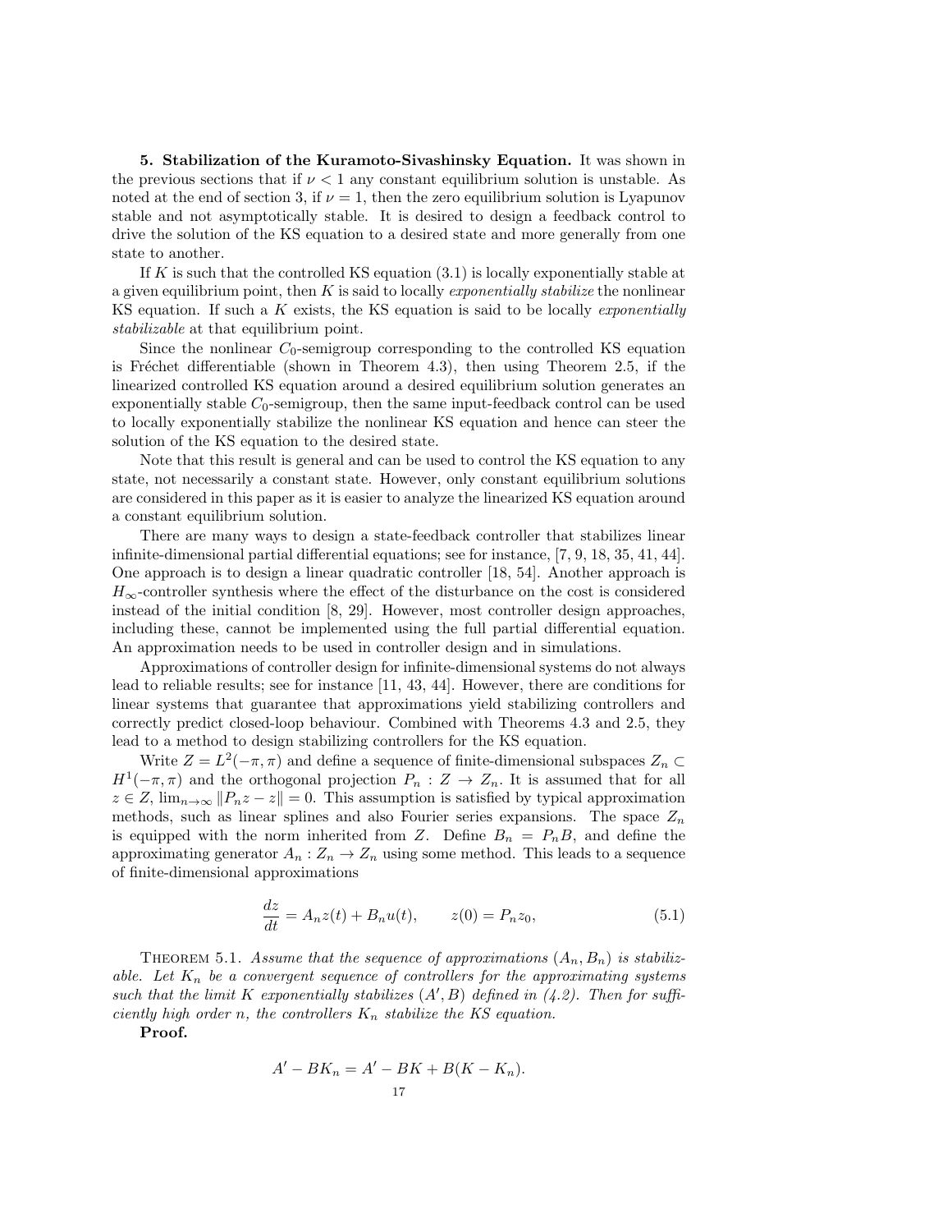**5. Stabilization of the Kuramoto-Sivashinsky Equation.** It was shown in the previous sections that if $\nu < 1$ any constant equilibrium solution is unstable. As noted at the end of section 3, if $\nu = 1$, then the zero equilibrium solution is Lyapunov stable and not asymptotically stable. It is desired to design a feedback control to drive the solution of the KS equation to a desired state and more generally from one state to another.

If $K$ is such that the controlled KS equation (3.1) is locally exponentially stable at a given equilibrium point, then $K$ is said to locally *exponentially stabilize* the nonlinear KS equation. If such a $K$ exists, the KS equation is said to be locally *exponentially stabilizable* at that equilibrium point.

Since the nonlinear $C_0$-semigroup corresponding to the controlled KS equation is Fréchet differentiable (shown in Theorem 4.3), then using Theorem 2.5, if the linearized controlled KS equation around a desired equilibrium solution generates an exponentially stable $C_0$-semigroup, then the same input-feedback control can be used to locally exponentially stabilize the nonlinear KS equation and hence can steer the solution of the KS equation to the desired state.

Note that this result is general and can be used to control the KS equation to any state, not necessarily a constant state. However, only constant equilibrium solutions are considered in this paper as it is easier to analyze the linearized KS equation around a constant equilibrium solution.

There are many ways to design a state-feedback controller that stabilizes linear infinite-dimensional partial differential equations; see for instance, [7, 9, 18, 35, 41, 44]. One approach is to design a linear quadratic controller [18, 54]. Another approach is $H_\infty$-controller synthesis where the effect of the disturbance on the cost is considered instead of the initial condition [8, 29]. However, most controller design approaches, including these, cannot be implemented using the full partial differential equation. An approximation needs to be used in controller design and in simulations.

Approximations of controller design for infinite-dimensional systems do not always lead to reliable results; see for instance [11, 43, 44]. However, there are conditions for linear systems that guarantee that approximations yield stabilizing controllers and correctly predict closed-loop behaviour. Combined with Theorems 4.3 and 2.5, they lead to a method to design stabilizing controllers for the KS equation.

Write $Z = L^2(-\pi, \pi)$ and define a sequence of finite-dimensional subspaces $Z_n \subset H^1(-\pi, \pi)$ and the orthogonal projection $P_n : Z \to Z_n$. It is assumed that for all $z \in Z$, $\lim_{n\to\infty} \|P_n z - z\| = 0$. This assumption is satisfied by typical approximation methods, such as linear splines and also Fourier series expansions. The space $Z_n$ is equipped with the norm inherited from $Z$. Define $B_n = P_n B$, and define the approximating generator $A_n : Z_n \to Z_n$ using some method. This leads to a sequence of finite-dimensional approximations

$$\frac{dz}{dt} = A_n z(t) + B_n u(t), \qquad z(0) = P_n z_0, \tag{5.1}$$

THEOREM 5.1. *Assume that the sequence of approximations $(A_n, B_n)$ is stabilizable. Let $K_n$ be a convergent sequence of controllers for the approximating systems such that the limit $K$ exponentially stabilizes $(A', B)$ defined in (4.2). Then for sufficiently high order $n$, the controllers $K_n$ stabilize the KS equation.*

**Proof.**

$$A' - BK_n = A' - BK + B(K - K_n).$$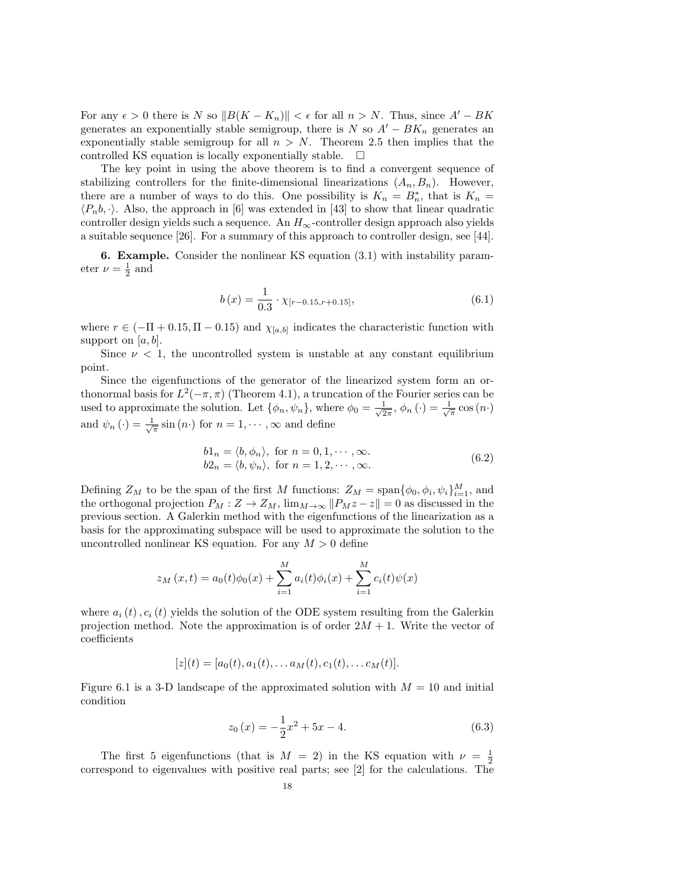For any $\epsilon > 0$ there is $N$ so $\|B(K - K_n)\| < \epsilon$ for all $n > N$. Thus, since $A' - BK$ generates an exponentially stable semigroup, there is $N$ so $A' - BK_n$ generates an exponentially stable semigroup for all $n > N$. Theorem 2.5 then implies that the controlled KS equation is locally exponentially stable. $\square$

The key point in using the above theorem is to find a convergent sequence of stabilizing controllers for the finite-dimensional linearizations $(A_n, B_n)$. However, there are a number of ways to do this. One possibility is $K_n = B_n^*$, that is $K_n = \langle P_n b, \cdot \rangle$. Also, the approach in [6] was extended in [43] to show that linear quadratic controller design yields such a sequence. An $H_\infty$-controller design approach also yields a suitable sequence [26]. For a summary of this approach to controller design, see [44].

**6. Example.** Consider the nonlinear KS equation (3.1) with instability parameter $\nu = \frac{1}{2}$ and

$$b(x) = \frac{1}{0.3} \cdot \chi_{[r-0.15, r+0.15]}, \tag{6.1}$$

where $r \in (-\Pi + 0.15, \Pi - 0.15)$ and $\chi_{[a,b]}$ indicates the characteristic function with support on $[a, b]$.

Since $\nu < 1$, the uncontrolled system is unstable at any constant equilibrium point.

Since the eigenfunctions of the generator of the linearized system form an orthonormal basis for $L^2(-\pi, \pi)$ (Theorem 4.1), a truncation of the Fourier series can be used to approximate the solution. Let $\{\phi_n, \psi_n\}$, where $\phi_0 = \frac{1}{\sqrt{2\pi}}$, $\phi_n(\cdot) = \frac{1}{\sqrt{\pi}} \cos(n \cdot)$ and $\psi_n(\cdot) = \frac{1}{\sqrt{\pi}} \sin(n \cdot)$ for $n = 1, \cdots, \infty$ and define

$$\begin{aligned} b1_n &= \langle b, \phi_n \rangle, \text{ for } n = 0, 1, \cdots, \infty. \\ b2_n &= \langle b, \psi_n \rangle, \text{ for } n = 1, 2, \cdots, \infty. \end{aligned} \tag{6.2}$$

Defining $Z_M$ to be the span of the first $M$ functions: $Z_M = \text{span}\{\phi_0, \phi_i, \psi_i\}_{i=1}^M$, and the orthogonal projection $P_M : Z \to Z_M$, $\lim_{M \to \infty} \|P_M z - z\| = 0$ as discussed in the previous section. A Galerkin method with the eigenfunctions of the linearization as a basis for the approximating subspace will be used to approximate the solution to the uncontrolled nonlinear KS equation. For any $M > 0$ define

$$z_M(x, t) = a_0(t)\phi_0(x) + \sum_{i=1}^{M} a_i(t)\phi_i(x) + \sum_{i=1}^{M} c_i(t)\psi(x)$$

where $a_i(t), c_i(t)$ yields the solution of the ODE system resulting from the Galerkin projection method. Note the approximation is of order $2M + 1$. Write the vector of coefficients

$$[z](t) = [a_0(t), a_1(t), \ldots a_M(t), c_1(t), \ldots c_M(t)].$$

Figure 6.1 is a 3-D landscape of the approximated solution with $M = 10$ and initial condition

$$z_0(x) = -\frac{1}{2}x^2 + 5x - 4. \tag{6.3}$$

The first 5 eigenfunctions (that is $M = 2$) in the KS equation with $\nu = \frac{1}{2}$ correspond to eigenvalues with positive real parts; see [2] for the calculations. The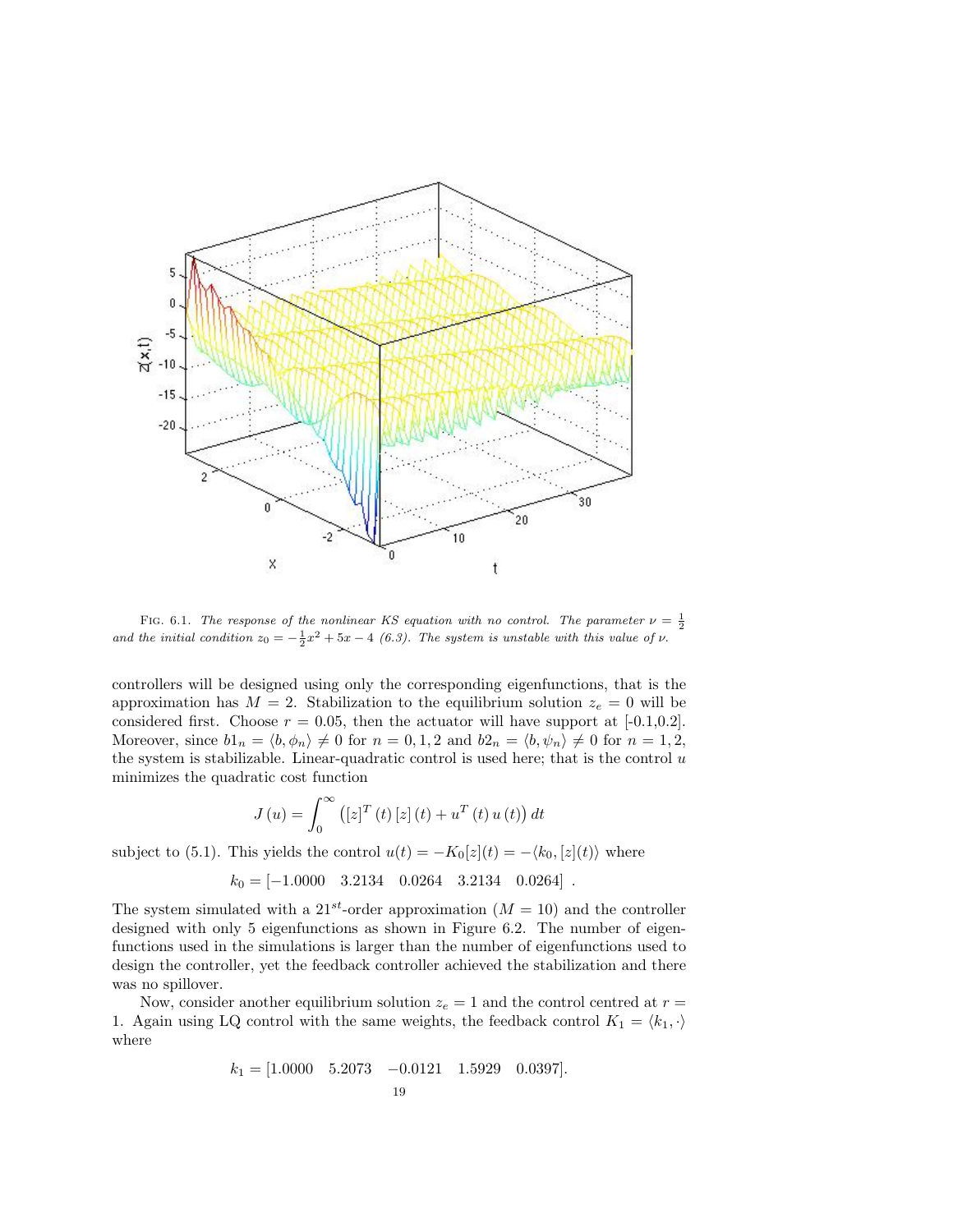FIG. 6.1. *The response of the nonlinear KS equation with no control. The parameter $\nu = \frac{1}{2}$ and the initial condition $z_0 = -\frac{1}{2}x^2 + 5x - 4$ (6.3). The system is unstable with this value of $\nu$.*

controllers will be designed using only the corresponding eigenfunctions, that is the approximation has $M = 2$. Stabilization to the equilibrium solution $z_e = 0$ will be considered first. Choose $r = 0.05$, then the actuator will have support at [-0.1,0.2]. Moreover, since $b1_n = \langle b, \phi_n \rangle \neq 0$ for $n = 0, 1, 2$ and $b2_n = \langle b, \psi_n \rangle \neq 0$ for $n = 1, 2$, the system is stabilizable. Linear-quadratic control is used here; that is the control $u$ minimizes the quadratic cost function

$$J(u) = \int_0^\infty \left( [z]^T(t)\,[z](t) + u^T(t)\,u(t) \right) dt$$

subject to (5.1). This yields the control $u(t) = -K_0[z](t) = -\langle k_0, [z](t) \rangle$ where

$$k_0 = [-1.0000 \quad 3.2134 \quad 0.0264 \quad 3.2134 \quad 0.0264] \ .$$

The system simulated with a $21^{st}$-order approximation ($M = 10$) and the controller designed with only 5 eigenfunctions as shown in Figure 6.2. The number of eigenfunctions used in the simulations is larger than the number of eigenfunctions used to design the controller, yet the feedback controller achieved the stabilization and there was no spillover.

Now, consider another equilibrium solution $z_e = 1$ and the control centred at $r = 1$. Again using LQ control with the same weights, the feedback control $K_1 = \langle k_1, \cdot \rangle$ where

$$k_1 = [1.0000 \quad 5.2073 \quad -0.0121 \quad 1.5929 \quad 0.0397].$$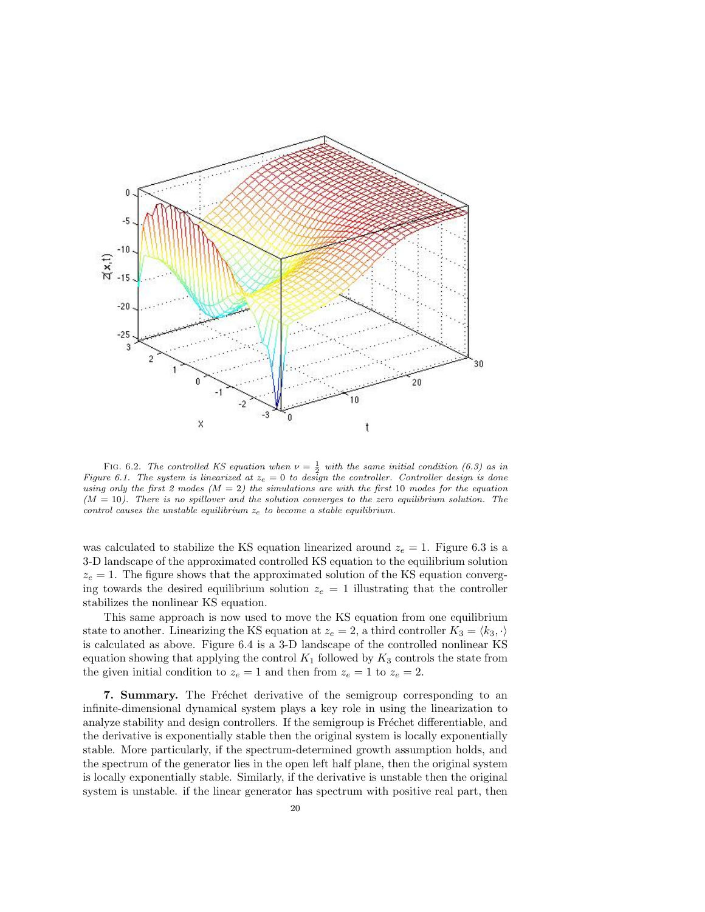FIG. 6.2. *The controlled KS equation when $\nu = \frac{1}{2}$ with the same initial condition (6.3) as in Figure 6.1. The system is linearized at $z_e = 0$ to design the controller. Controller design is done using only the first 2 modes ($M = 2$) the simulations are with the first 10 modes for the equation ($M = 10$). There is no spillover and the solution converges to the zero equilibrium solution. The control causes the unstable equilibrium $z_e$ to become a stable equilibrium.*

was calculated to stabilize the KS equation linearized around $z_e = 1$. Figure 6.3 is a 3-D landscape of the approximated controlled KS equation to the equilibrium solution $z_e = 1$. The figure shows that the approximated solution of the KS equation converging towards the desired equilibrium solution $z_e = 1$ illustrating that the controller stabilizes the nonlinear KS equation.

This same approach is now used to move the KS equation from one equilibrium state to another. Linearizing the KS equation at $z_e = 2$, a third controller $K_3 = \langle k_3, \cdot \rangle$ is calculated as above. Figure 6.4 is a 3-D landscape of the controlled nonlinear KS equation showing that applying the control $K_1$ followed by $K_3$ controls the state from the given initial condition to $z_e = 1$ and then from $z_e = 1$ to $z_e = 2$.

**7. Summary.** The Fréchet derivative of the semigroup corresponding to an infinite-dimensional dynamical system plays a key role in using the linearization to analyze stability and design controllers. If the semigroup is Fréchet differentiable, and the derivative is exponentially stable then the original system is locally exponentially stable. More particularly, if the spectrum-determined growth assumption holds, and the spectrum of the generator lies in the open left half plane, then the original system is locally exponentially stable. Similarly, if the derivative is unstable then the original system is unstable. if the linear generator has spectrum with positive real part, then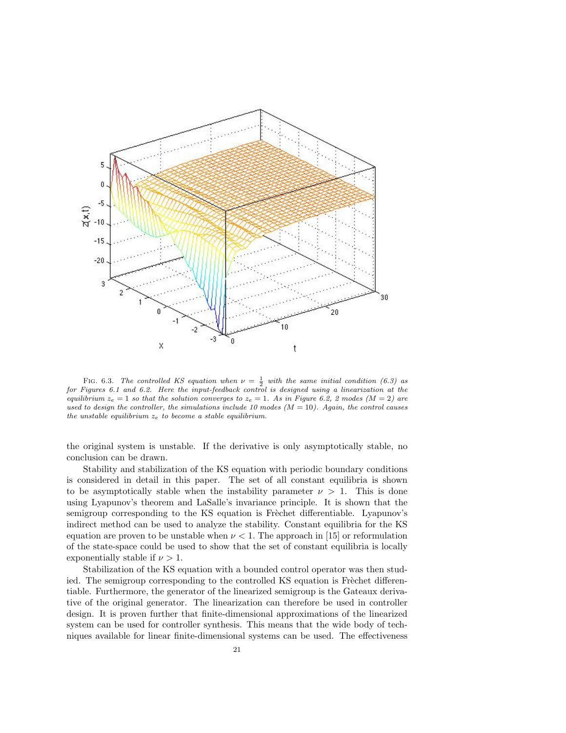FIG. 6.3. *The controlled KS equation when $\nu = \frac{1}{2}$ with the same initial condition (6.3) as for Figures 6.1 and 6.2. Here the input-feedback control is designed using a linearization at the equilibrium $z_e = 1$ so that the solution converges to $z_e = 1$. As in Figure 6.2, 2 modes ($M = 2$) are used to design the controller, the simulations include 10 modes ($M = 10$). Again, the control causes the unstable equilibrium $z_e$ to become a stable equilibrium.*

the original system is unstable. If the derivative is only asymptotically stable, no conclusion can be drawn.

Stability and stabilization of the KS equation with periodic boundary conditions is considered in detail in this paper. The set of all constant equilibria is shown to be asymptotically stable when the instability parameter $\nu > 1$. This is done using Lyapunov's theorem and LaSalle's invariance principle. It is shown that the semigroup corresponding to the KS equation is Frèchet differentiable. Lyapunov's indirect method can be used to analyze the stability. Constant equilibria for the KS equation are proven to be unstable when $\nu < 1$. The approach in [15] or reformulation of the state-space could be used to show that the set of constant equilibria is locally exponentially stable if $\nu > 1$.

Stabilization of the KS equation with a bounded control operator was then studied. The semigroup corresponding to the controlled KS equation is Frèchet differentiable. Furthermore, the generator of the linearized semigroup is the Gateaux derivative of the original generator. The linearization can therefore be used in controller design. It is proven further that finite-dimensional approximations of the linearized system can be used for controller synthesis. This means that the wide body of techniques available for linear finite-dimensional systems can be used. The effectiveness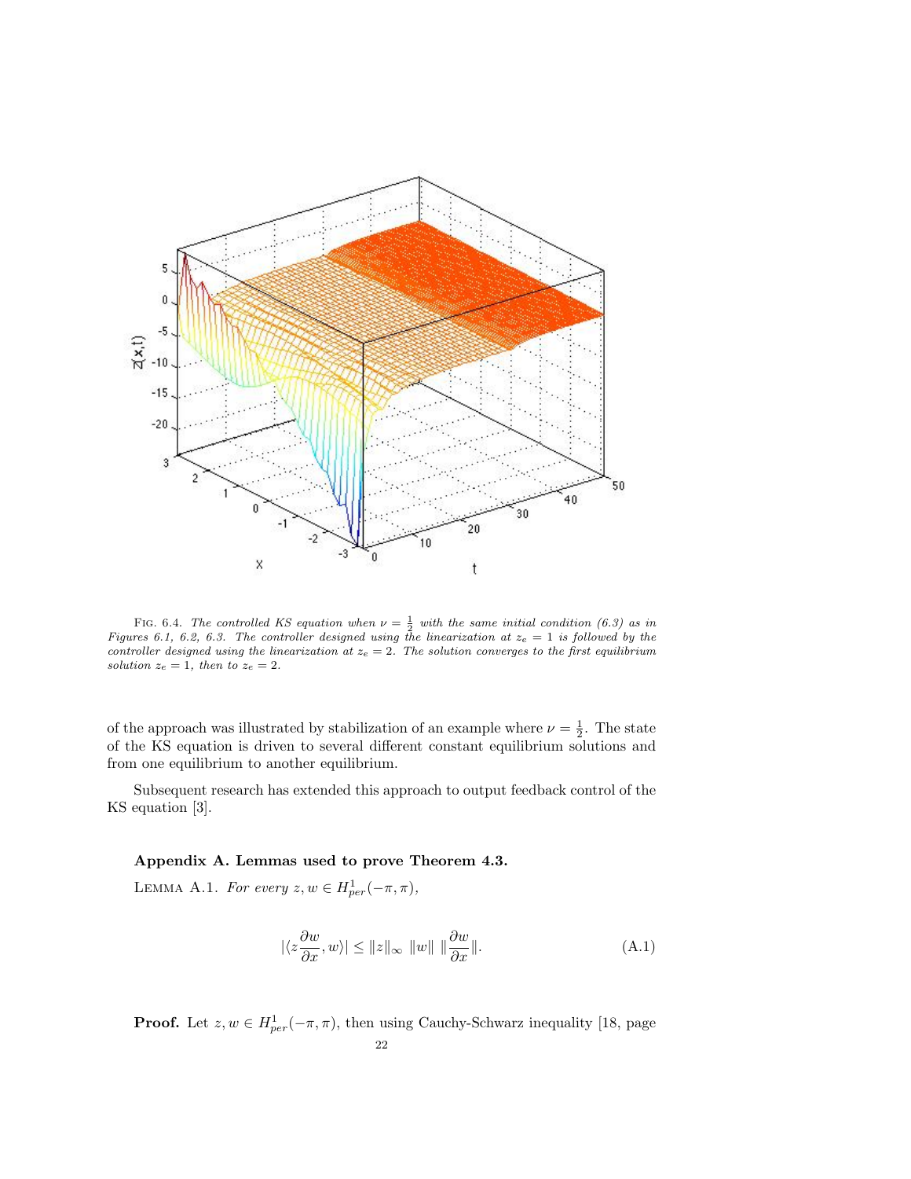FIG. 6.4. *The controlled KS equation when $\nu = \frac{1}{2}$ with the same initial condition (6.3) as in Figures 6.1, 6.2, 6.3. The controller designed using the linearization at $z_e = 1$ is followed by the controller designed using the linearization at $z_e = 2$. The solution converges to the first equilibrium solution $z_e = 1$, then to $z_e = 2$.*

of the approach was illustrated by stabilization of an example where $\nu = \frac{1}{2}$. The state of the KS equation is driven to several different constant equilibrium solutions and from one equilibrium to another equilibrium.

Subsequent research has extended this approach to output feedback control of the KS equation [3].

## Appendix A. Lemmas used to prove Theorem 4.3.

LEMMA A.1. *For every $z, w \in H^1_{per}(-\pi, \pi)$,*

$$|\langle z \frac{\partial w}{\partial x}, w \rangle| \leq \|z\|_\infty \ \|w\| \ \|\frac{\partial w}{\partial x}\|. \tag{A.1}$$

**Proof.** Let $z, w \in H^1_{per}(-\pi, \pi)$, then using Cauchy-Schwarz inequality [18, page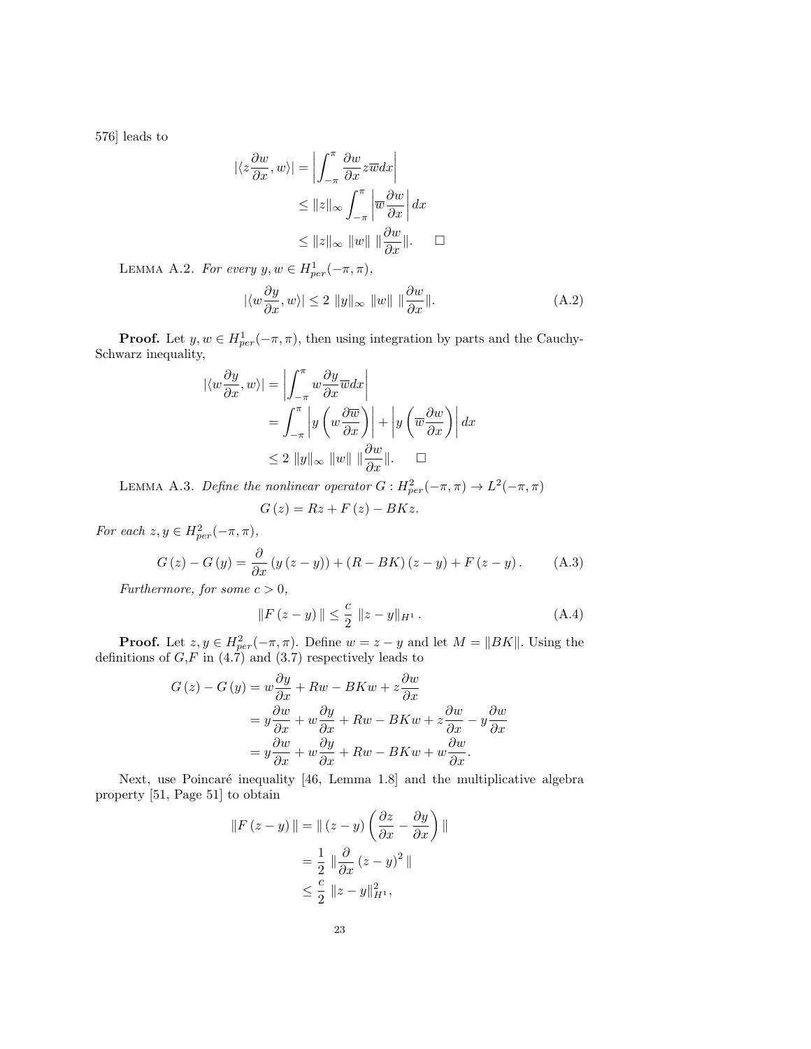576] leads to

$$
\begin{aligned}
|\langle z\frac{\partial w}{\partial x}, w\rangle| &= \left|\int_{-\pi}^{\pi} \frac{\partial w}{\partial x} z\overline{w} dx\right| \\
&\leq \|z\|_\infty \int_{-\pi}^{\pi} \left|\overline{w}\frac{\partial w}{\partial x}\right| dx \\
&\leq \|z\|_\infty \ \|w\| \ \|\frac{\partial w}{\partial x}\|. \qquad \square
\end{aligned}
$$

LEMMA A.2. *For every $y, w \in H^1_{per}(-\pi, \pi)$,*

$$
|\langle w\frac{\partial y}{\partial x}, w\rangle| \leq 2 \ \|y\|_\infty \ \|w\| \ \|\frac{\partial w}{\partial x}\|. \tag{A.2}
$$

**Proof.** Let $y, w \in H^1_{per}(-\pi, \pi)$, then using integration by parts and the Cauchy-Schwarz inequality,

$$
\begin{aligned}
|\langle w\frac{\partial y}{\partial x}, w\rangle| &= \left|\int_{-\pi}^{\pi} w\frac{\partial y}{\partial x}\overline{w} dx\right| \\
&= \int_{-\pi}^{\pi} \left|y\left(w\frac{\partial \overline{w}}{\partial x}\right)\right| + \left|y\left(\overline{w}\frac{\partial w}{\partial x}\right)\right| dx \\
&\leq 2 \ \|y\|_\infty \ \|w\| \ \|\frac{\partial w}{\partial x}\|. \qquad \square
\end{aligned}
$$

LEMMA A.3. *Define the nonlinear operator $G : H^2_{per}(-\pi, \pi) \to L^2(-\pi, \pi)$*

$$
G(z) = Rz + F(z) - BKz.
$$

*For each $z, y \in H^2_{per}(-\pi, \pi)$,*

$$
G(z) - G(y) = \frac{\partial}{\partial x}\left(y\left(z-y\right)\right) + \left(R - BK\right)\left(z-y\right) + F\left(z-y\right). \tag{A.3}
$$

*Furthermore, for some $c > 0$,*

$$
\|F(z-y)\| \leq \frac{c}{2} \ \|z-y\|_{H^1}. \tag{A.4}
$$

**Proof.** Let $z, y \in H^2_{per}(-\pi, \pi)$. Define $w = z - y$ and let $M = \|BK\|$. Using the definitions of $G$,$F$ in (4.7) and (3.7) respectively leads to

$$
\begin{aligned}
G(z) - G(y) &= w\frac{\partial y}{\partial x} + Rw - BKw + z\frac{\partial w}{\partial x} \\
&= y\frac{\partial w}{\partial x} + w\frac{\partial y}{\partial x} + Rw - BKw + z\frac{\partial w}{\partial x} - y\frac{\partial w}{\partial x} \\
&= y\frac{\partial w}{\partial x} + w\frac{\partial y}{\partial x} + Rw - BKw + w\frac{\partial w}{\partial x}.
\end{aligned}
$$

Next, use Poincaré inequality [46, Lemma 1.8] and the multiplicative algebra property [51, Page 51] to obtain

$$
\begin{aligned}
\|F(z-y)\| &= \|(z-y)\left(\frac{\partial z}{\partial x} - \frac{\partial y}{\partial x}\right)\| \\
&= \frac{1}{2} \ \|\frac{\partial}{\partial x}(z-y)^2\| \\
&\leq \frac{c}{2} \ \|z-y\|^2_{H^1},
\end{aligned}
$$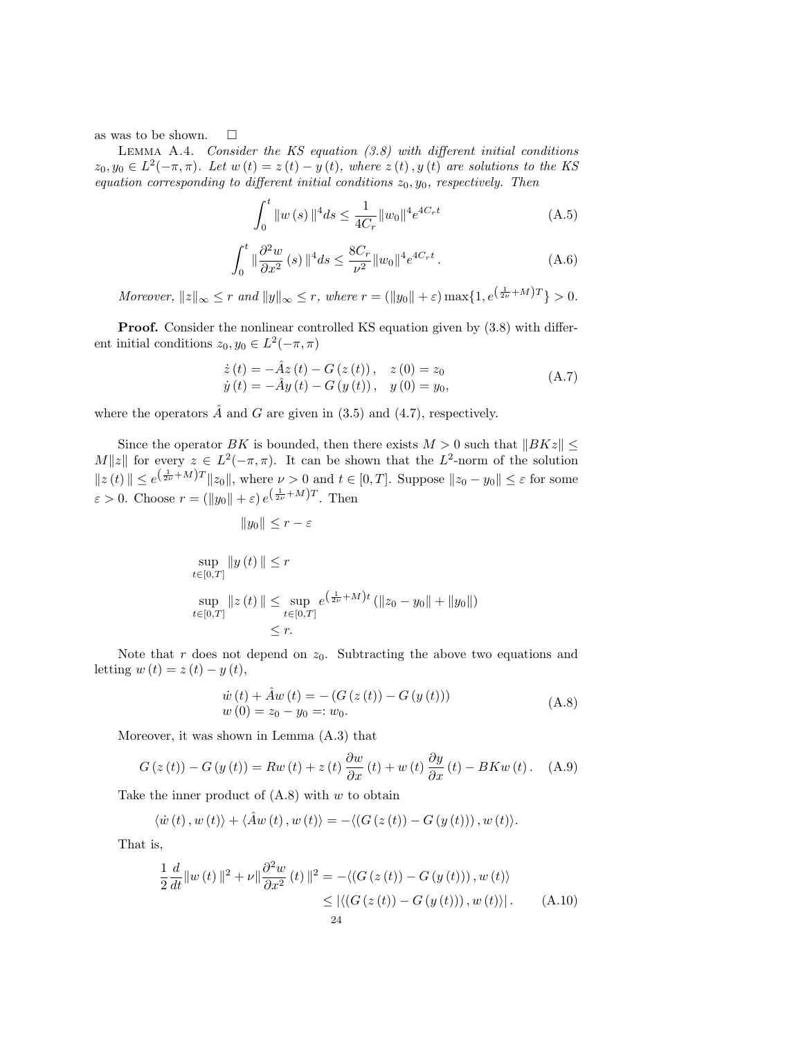as was to be shown. $\square$

LEMMA A.4. *Consider the KS equation (3.8) with different initial conditions $z_0, y_0 \in L^2(-\pi,\pi)$. Let $w(t) = z(t) - y(t)$, where $z(t), y(t)$ are solutions to the KS equation corresponding to different initial conditions $z_0, y_0$, respectively. Then*

$$\int_0^t \|w(s)\|^4 ds \le \frac{1}{4C_r}\|w_0\|^4 e^{4C_r t} \tag{A.5}$$

$$\int_0^t \|\frac{\partial^2 w}{\partial x^2}(s)\|^4 ds \le \frac{8C_r}{\nu^2}\|w_0\|^4 e^{4C_r t}. \tag{A.6}$$

*Moreover, $\|z\|_\infty \le r$ and $\|y\|_\infty \le r$, where $r = (\|y_0\| + \varepsilon)\max\{1, e^{\left(\frac{1}{2\nu}+M\right)T}\} > 0$.*

**Proof.** Consider the nonlinear controlled KS equation given by (3.8) with different initial conditions $z_0, y_0 \in L^2(-\pi,\pi)$

$$\begin{aligned} \dot{z}(t) &= -\hat{A}z(t) - G(z(t)), \quad z(0) = z_0 \\ \dot{y}(t) &= -\hat{A}y(t) - G(y(t)), \quad y(0) = y_0, \end{aligned} \tag{A.7}$$

where the operators $\hat{A}$ and $G$ are given in (3.5) and (4.7), respectively.

Since the operator $BK$ is bounded, then there exists $M > 0$ such that $\|BKz\| \le M\|z\|$ for every $z \in L^2(-\pi,\pi)$. It can be shown that the $L^2$-norm of the solution $\|z(t)\| \le e^{\left(\frac{1}{2\nu}+M\right)T}\|z_0\|$, where $\nu > 0$ and $t \in [0,T]$. Suppose $\|z_0 - y_0\| \le \varepsilon$ for some $\varepsilon > 0$. Choose $r = (\|y_0\| + \varepsilon)\, e^{\left(\frac{1}{2\nu}+M\right)T}$. Then

$$\|y_0\| \le r - \varepsilon$$

$$\sup_{t\in[0,T]} \|y(t)\| \le r$$

$$\begin{aligned} \sup_{t\in[0,T]} \|z(t)\| &\le \sup_{t\in[0,T]} e^{\left(\frac{1}{2\nu}+M\right)t}(\|z_0 - y_0\| + \|y_0\|) \\ &\le r. \end{aligned}$$

Note that $r$ does not depend on $z_0$. Subtracting the above two equations and letting $w(t) = z(t) - y(t)$,

$$\begin{aligned} \dot{w}(t) + \hat{A}w(t) &= -\left(G(z(t)) - G(y(t))\right) \\ w(0) &= z_0 - y_0 =: w_0. \end{aligned} \tag{A.8}$$

Moreover, it was shown in Lemma (A.3) that

$$G(z(t)) - G(y(t)) = Rw(t) + z(t)\frac{\partial w}{\partial x}(t) + w(t)\frac{\partial y}{\partial x}(t) - BKw(t). \tag{A.9}$$

Take the inner product of (A.8) with $w$ to obtain

$$\langle \dot{w}(t), w(t)\rangle + \langle \hat{A}w(t), w(t)\rangle = -\langle (G(z(t)) - G(y(t))), w(t)\rangle.$$

That is,

$$\begin{aligned} \frac{1}{2}\frac{d}{dt}\|w(t)\|^2 + \nu\|\frac{\partial^2 w}{\partial x^2}(t)\|^2 &= -\langle (G(z(t)) - G(y(t))), w(t)\rangle \\ &\le |\langle (G(z(t)) - G(y(t))), w(t)\rangle|. \end{aligned} \tag{A.10}$$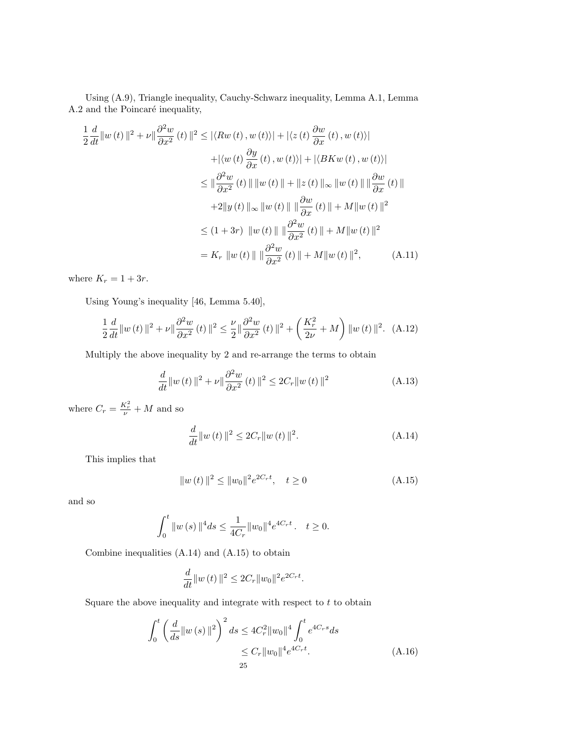Using (A.9), Triangle inequality, Cauchy-Schwarz inequality, Lemma A.1, Lemma A.2 and the Poincaré inequality,

$$
\begin{aligned}
\frac{1}{2}\frac{d}{dt}\|w(t)\|^2 + \nu\|\frac{\partial^2 w}{\partial x^2}(t)\|^2 &\leq |\langle Rw(t), w(t)\rangle| + |\langle z(t)\frac{\partial w}{\partial x}(t), w(t)\rangle| \\
&\quad + |\langle w(t)\frac{\partial y}{\partial x}(t), w(t)\rangle| + |\langle BKw(t), w(t)\rangle| \\
&\leq \|\frac{\partial^2 w}{\partial x^2}(t)\|\,\|w(t)\| + \|z(t)\|_\infty\,\|w(t)\|\,\|\frac{\partial w}{\partial x}(t)\| \\
&\quad + 2\|y(t)\|_\infty\,\|w(t)\|\,\|\frac{\partial w}{\partial x}(t)\| + M\|w(t)\|^2 \\
&\leq (1+3r)\,\|w(t)\|\,\|\frac{\partial^2 w}{\partial x^2}(t)\| + M\|w(t)\|^2 \\
&= K_r\,\|w(t)\|\,\|\frac{\partial^2 w}{\partial x^2}(t)\| + M\|w(t)\|^2,
\end{aligned}
\tag{A.11}
$$

where $K_r = 1 + 3r$.

Using Young's inequality [46, Lemma 5.40],

$$
\frac{1}{2}\frac{d}{dt}\|w(t)\|^2 + \nu\|\frac{\partial^2 w}{\partial x^2}(t)\|^2 \leq \frac{\nu}{2}\|\frac{\partial^2 w}{\partial x^2}(t)\|^2 + \left(\frac{K_r^2}{2\nu} + M\right)\|w(t)\|^2. \tag{A.12}
$$

Multiply the above inequality by 2 and re-arrange the terms to obtain

$$
\frac{d}{dt}\|w(t)\|^2 + \nu\|\frac{\partial^2 w}{\partial x^2}(t)\|^2 \leq 2C_r\|w(t)\|^2 \tag{A.13}
$$

where $C_r = \frac{K_r^2}{\nu} + M$ and so

$$
\frac{d}{dt}\|w(t)\|^2 \leq 2C_r\|w(t)\|^2. \tag{A.14}
$$

This implies that

$$
\|w(t)\|^2 \leq \|w_0\|^2 e^{2C_r t}, \quad t \geq 0 \tag{A.15}
$$

and so

$$
\int_0^t \|w(s)\|^4 ds \leq \frac{1}{4C_r}\|w_0\|^4 e^{4C_r t}. \quad t \geq 0.
$$

Combine inequalities (A.14) and (A.15) to obtain

$$
\frac{d}{dt}\|w(t)\|^2 \leq 2C_r\|w_0\|^2 e^{2C_r t}.
$$

Square the above inequality and integrate with respect to $t$ to obtain

$$
\begin{aligned}
\int_0^t \left(\frac{d}{ds}\|w(s)\|^2\right)^2 ds &\leq 4C_r^2\|w_0\|^4 \int_0^t e^{4C_r s} ds \\
&\leq C_r\|w_0\|^4 e^{4C_r t}.
\end{aligned}
\tag{A.16}
$$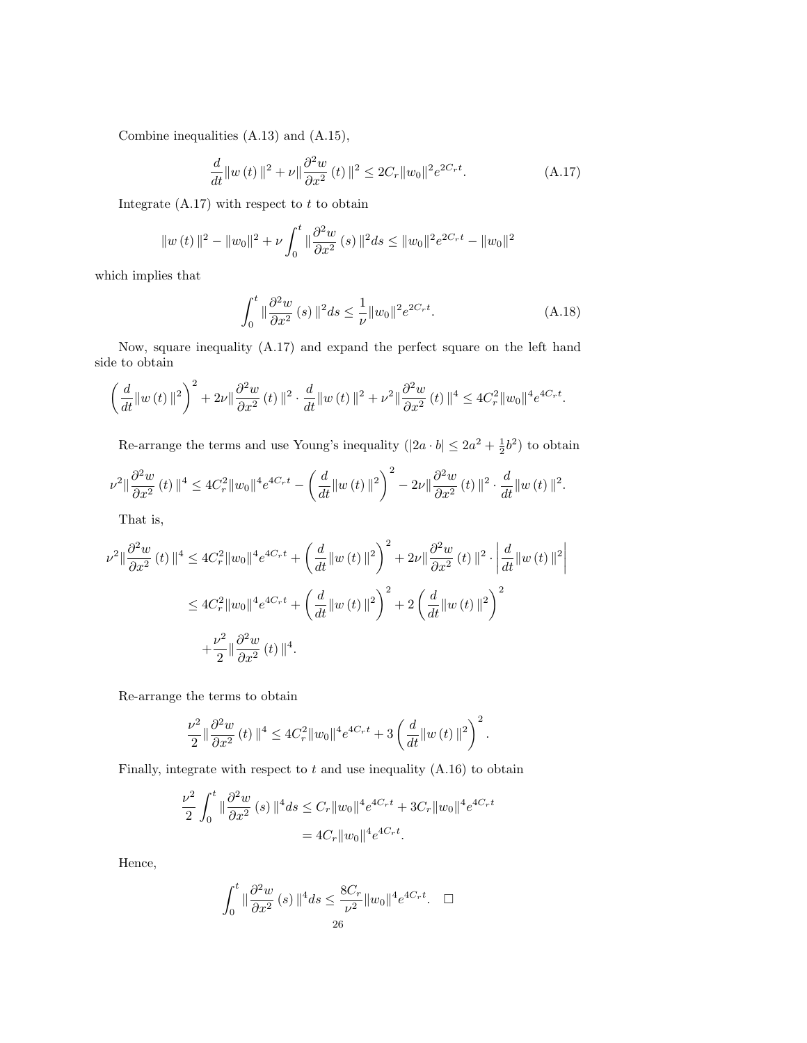Combine inequalities (A.13) and (A.15),

$$\frac{d}{dt}\|w\left(t\right)\|^2 + \nu\|\frac{\partial^2 w}{\partial x^2}\left(t\right)\|^2 \leq 2C_r\|w_0\|^2 e^{2C_r t}. \tag{A.17}$$

Integrate (A.17) with respect to $t$ to obtain

$$\|w\left(t\right)\|^2 - \|w_0\|^2 + \nu\int_0^t \|\frac{\partial^2 w}{\partial x^2}\left(s\right)\|^2 ds \leq \|w_0\|^2 e^{2C_r t} - \|w_0\|^2$$

which implies that

$$\int_0^t \|\frac{\partial^2 w}{\partial x^2}\left(s\right)\|^2 ds \leq \frac{1}{\nu}\|w_0\|^2 e^{2C_r t}. \tag{A.18}$$

Now, square inequality (A.17) and expand the perfect square on the left hand side to obtain

$$\left(\frac{d}{dt}\|w\left(t\right)\|^2\right)^2 + 2\nu\|\frac{\partial^2 w}{\partial x^2}\left(t\right)\|^2 \cdot \frac{d}{dt}\|w\left(t\right)\|^2 + \nu^2\|\frac{\partial^2 w}{\partial x^2}\left(t\right)\|^4 \leq 4C_r^2\|w_0\|^4 e^{4C_r t}.$$

Re-arrange the terms and use Young's inequality ($|2a \cdot b| \leq 2a^2 + \frac{1}{2}b^2$) to obtain

$$\nu^2\|\frac{\partial^2 w}{\partial x^2}\left(t\right)\|^4 \leq 4C_r^2\|w_0\|^4 e^{4C_r t} - \left(\frac{d}{dt}\|w\left(t\right)\|^2\right)^2 - 2\nu\|\frac{\partial^2 w}{\partial x^2}\left(t\right)\|^2 \cdot \frac{d}{dt}\|w\left(t\right)\|^2.$$

That is,

$$\begin{aligned}
\nu^2\|\frac{\partial^2 w}{\partial x^2}\left(t\right)\|^4 &\leq 4C_r^2\|w_0\|^4 e^{4C_r t} + \left(\frac{d}{dt}\|w\left(t\right)\|^2\right)^2 + 2\nu\|\frac{\partial^2 w}{\partial x^2}\left(t\right)\|^2 \cdot \left|\frac{d}{dt}\|w\left(t\right)\|^2\right| \\
&\leq 4C_r^2\|w_0\|^4 e^{4C_r t} + \left(\frac{d}{dt}\|w\left(t\right)\|^2\right)^2 + 2\left(\frac{d}{dt}\|w\left(t\right)\|^2\right)^2 \\
&\quad + \frac{\nu^2}{2}\|\frac{\partial^2 w}{\partial x^2}\left(t\right)\|^4.
\end{aligned}$$

Re-arrange the terms to obtain

$$\frac{\nu^2}{2}\|\frac{\partial^2 w}{\partial x^2}\left(t\right)\|^4 \leq 4C_r^2\|w_0\|^4 e^{4C_r t} + 3\left(\frac{d}{dt}\|w\left(t\right)\|^2\right)^2.$$

Finally, integrate with respect to $t$ and use inequality (A.16) to obtain

$$\begin{aligned}
\frac{\nu^2}{2}\int_0^t \|\frac{\partial^2 w}{\partial x^2}\left(s\right)\|^4 ds &\leq C_r\|w_0\|^4 e^{4C_r t} + 3C_r\|w_0\|^4 e^{4C_r t} \\
&= 4C_r\|w_0\|^4 e^{4C_r t}.
\end{aligned}$$

Hence,

$$\int_0^t \|\frac{\partial^2 w}{\partial x^2}\left(s\right)\|^4 ds \leq \frac{8C_r}{\nu^2}\|w_0\|^4 e^{4C_r t}. \quad \square$$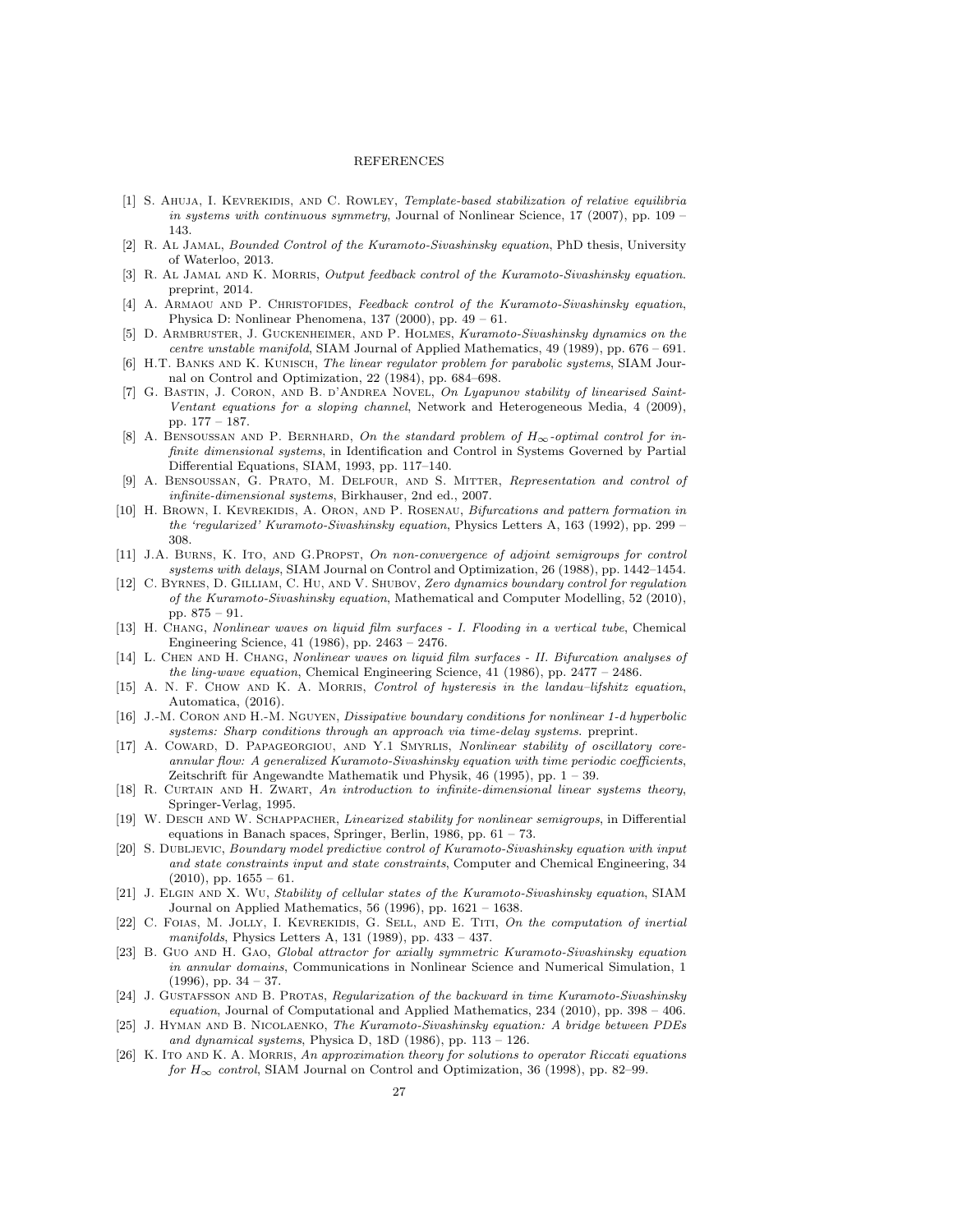# REFERENCES

[1] S. Ahuja, I. Kevrekidis, and C. Rowley, *Template-based stabilization of relative equilibria in systems with continuous symmetry*, Journal of Nonlinear Science, 17 (2007), pp. 109 – 143.

[2] R. Al Jamal, *Bounded Control of the Kuramoto-Sivashinsky equation*, PhD thesis, University of Waterloo, 2013.

[3] R. Al Jamal and K. Morris, *Output feedback control of the Kuramoto-Sivashinsky equation*. preprint, 2014.

[4] A. Armaou and P. Christofides, *Feedback control of the Kuramoto-Sivashinsky equation*, Physica D: Nonlinear Phenomena, 137 (2000), pp. 49 – 61.

[5] D. Armbruster, J. Guckenheimer, and P. Holmes, *Kuramoto-Sivashinsky dynamics on the centre unstable manifold*, SIAM Journal of Applied Mathematics, 49 (1989), pp. 676 – 691.

[6] H.T. Banks and K. Kunisch, *The linear regulator problem for parabolic systems*, SIAM Journal on Control and Optimization, 22 (1984), pp. 684–698.

[7] G. Bastin, J. Coron, and B. d'Andrea Novel, *On Lyapunov stability of linearised Saint-Ventant equations for a sloping channel*, Network and Heterogeneous Media, 4 (2009), pp. 177 – 187.

[8] A. Bensoussan and P. Bernhard, *On the standard problem of $H_\infty$-optimal control for infinite dimensional systems*, in Identification and Control in Systems Governed by Partial Differential Equations, SIAM, 1993, pp. 117–140.

[9] A. Bensoussan, G. Prato, M. Delfour, and S. Mitter, *Representation and control of infinite-dimensional systems*, Birkhauser, 2nd ed., 2007.

[10] H. Brown, I. Kevrekidis, A. Oron, and P. Rosenau, *Bifurcations and pattern formation in the 'regularized' Kuramoto-Sivashinsky equation*, Physics Letters A, 163 (1992), pp. 299 – 308.

[11] J.A. Burns, K. Ito, and G.Propst, *On non-convergence of adjoint semigroups for control systems with delays*, SIAM Journal on Control and Optimization, 26 (1988), pp. 1442–1454.

[12] C. Byrnes, D. Gilliam, C. Hu, and V. Shubov, *Zero dynamics boundary control for regulation of the Kuramoto-Sivashinsky equation*, Mathematical and Computer Modelling, 52 (2010), pp. 875 – 91.

[13] H. Chang, *Nonlinear waves on liquid film surfaces - I. Flooding in a vertical tube*, Chemical Engineering Science, 41 (1986), pp. 2463 – 2476.

[14] L. Chen and H. Chang, *Nonlinear waves on liquid film surfaces - II. Bifurcation analyses of the ling-wave equation*, Chemical Engineering Science, 41 (1986), pp. 2477 – 2486.

[15] A. N. F. Chow and K. A. Morris, *Control of hysteresis in the landau–lifshitz equation*, Automatica, (2016).

[16] J.-M. Coron and H.-M. Nguyen, *Dissipative boundary conditions for nonlinear 1-d hyperbolic systems: Sharp conditions through an approach via time-delay systems.* preprint.

[17] A. Coward, D. Papageorgiou, and Y.1 Smyrlis, *Nonlinear stability of oscillatory core-annular flow: A generalized Kuramoto-Sivashinsky equation with time periodic coefficients*, Zeitschrift für Angewandte Mathematik und Physik, 46 (1995), pp. 1 – 39.

[18] R. Curtain and H. Zwart, *An introduction to infinite-dimensional linear systems theory*, Springer-Verlag, 1995.

[19] W. Desch and W. Schappacher, *Linearized stability for nonlinear semigroups*, in Differential equations in Banach spaces, Springer, Berlin, 1986, pp. 61 – 73.

[20] S. Dubljevic, *Boundary model predictive control of Kuramoto-Sivashinsky equation with input and state constraints input and state constraints*, Computer and Chemical Engineering, 34 (2010), pp. 1655 – 61.

[21] J. Elgin and X. Wu, *Stability of cellular states of the Kuramoto-Sivashinsky equation*, SIAM Journal on Applied Mathematics, 56 (1996), pp. 1621 – 1638.

[22] C. Foias, M. Jolly, I. Kevrekidis, G. Sell, and E. Titi, *On the computation of inertial manifolds*, Physics Letters A, 131 (1989), pp. 433 – 437.

[23] B. Guo and H. Gao, *Global attractor for axially symmetric Kuramoto-Sivashinsky equation in annular domains*, Communications in Nonlinear Science and Numerical Simulation, 1 (1996), pp. 34 – 37.

[24] J. Gustafsson and B. Protas, *Regularization of the backward in time Kuramoto-Sivashinsky equation*, Journal of Computational and Applied Mathematics, 234 (2010), pp. 398 – 406.

[25] J. Hyman and B. Nicolaenko, *The Kuramoto-Sivashinsky equation: A bridge between PDEs and dynamical systems*, Physica D, 18D (1986), pp. 113 – 126.

[26] K. Ito and K. A. Morris, *An approximation theory for solutions to operator Riccati equations for $H_\infty$ control*, SIAM Journal on Control and Optimization, 36 (1998), pp. 82–99.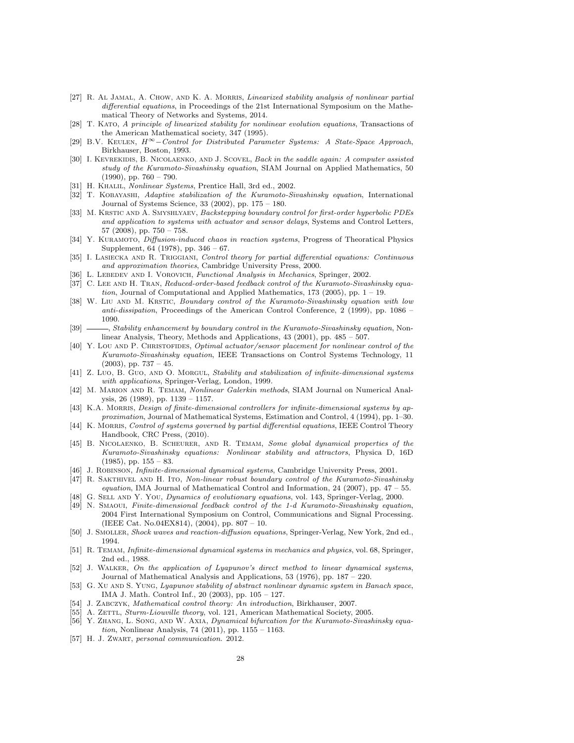[27] R. Al Jamal, A. Chow, and K. A. Morris, *Linearized stability analysis of nonlinear partial differential equations*, in Proceedings of the 21st International Symposium on the Mathematical Theory of Networks and Systems, 2014.

[28] T. Kato, *A principle of linearized stability for nonlinear evolution equations*, Transactions of the American Mathematical society, 347 (1995).

[29] B.V. Keulen, *$H^\infty-$Control for Distributed Parameter Systems: A State-Space Approach*, Birkhauser, Boston, 1993.

[30] I. Kevrekidis, B. Nicolaenko, and J. Scovel, *Back in the saddle again: A computer assisted study of the Kuramoto-Sivashinsky equation*, SIAM Journal on Applied Mathematics, 50 (1990), pp. 760 – 790.

[31] H. Khalil, *Nonlinear Systems*, Prentice Hall, 3rd ed., 2002.

[32] T. Kobayashi, *Adaptive stabilization of the Kuramoto-Sivashinsky equation*, International Journal of Systems Science, 33 (2002), pp. 175 – 180.

[33] M. Krstic and A. Smyshlyaev, *Backstepping boundary control for first-order hyperbolic PDEs and application to systems with actuator and sensor delays*, Systems and Control Letters, 57 (2008), pp. 750 – 758.

[34] Y. Kuramoto, *Diffusion-induced chaos in reaction systems*, Progress of Theoratical Physics Supplement, 64 (1978), pp. 346 – 67.

[35] I. Lasiecka and R. Triggiani, *Control theory for partial differential equations: Continuous and approximation theories*, Cambridge University Press, 2000.

[36] L. Lebedev and I. Vorovich, *Functional Analysis in Mechanics*, Springer, 2002.

[37] C. Lee and H. Tran, *Reduced-order-based feedback control of the Kuramoto-Sivashinsky equation*, Journal of Computational and Applied Mathematics, 173 (2005), pp. 1 – 19.

[38] W. Liu and M. Krstic, *Boundary control of the Kuramoto-Sivashinsky equation with low anti-dissipation*, Proceedings of the American Control Conference, 2 (1999), pp. 1086 – 1090.

[39] ———, *Stability enhancement by boundary control in the Kuramoto-Sivashinsky equation*, Nonlinear Analysis, Theory, Methods and Applications, 43 (2001), pp. 485 – 507.

[40] Y. Lou and P. Christofides, *Optimal actuator/sensor placement for nonlinear control of the Kuramoto-Sivashinsky equation*, IEEE Transactions on Control Systems Technology, 11 (2003), pp. 737 – 45.

[41] Z. Luo, B. Guo, and O. Morgul, *Stability and stabilization of infinite-dimensional systems with applications*, Springer-Verlag, London, 1999.

[42] M. Marion and R. Temam, *Nonlinear Galerkin methods*, SIAM Journal on Numerical Analysis, 26 (1989), pp. 1139 – 1157.

[43] K.A. Morris, *Design of finite-dimensional controllers for infinite-dimensional systems by approximation*, Journal of Mathematical Systems, Estimation and Control, 4 (1994), pp. 1–30.

[44] K. Morris, *Control of systems governed by partial differential equations*, IEEE Control Theory Handbook, CRC Press, (2010).

[45] B. Nicolaenko, B. Scheurer, and R. Temam, *Some global dynamical properties of the Kuramoto-Sivashinsky equations: Nonlinear stability and attractors*, Physica D, 16D (1985), pp. 155 – 83.

[46] J. Robinson, *Infinite-dimensional dynamical systems*, Cambridge University Press, 2001.

[47] R. Sakthivel and H. Ito, *Non-linear robust boundary control of the Kuramoto-Sivashinsky equation*, IMA Journal of Mathematical Control and Information, 24 (2007), pp. 47 – 55.

[48] G. Sell and Y. You, *Dynamics of evolutionary equations*, vol. 143, Springer-Verlag, 2000.

[49] N. Smaoui, *Finite-dimensional feedback control of the 1-d Kuramoto-Sivashinsky equation*, 2004 First International Symposium on Control, Communications and Signal Processing. (IEEE Cat. No.04EX814), (2004), pp. 807 – 10.

[50] J. Smoller, *Shock waves and reaction-diffusion equations*, Springer-Verlag, New York, 2nd ed., 1994.

[51] R. Temam, *Infinite-dimensional dynamical systems in mechanics and physics*, vol. 68, Springer, 2nd ed., 1988.

[52] J. Walker, *On the application of Lyapunov's direct method to linear dynamical systems*, Journal of Mathematical Analysis and Applications, 53 (1976), pp. 187 – 220.

[53] G. Xu and S. Yung, *Lyapunov stability of abstract nonlinear dynamic system in Banach space*, IMA J. Math. Control Inf., 20 (2003), pp. 105 – 127.

[54] J. Zabczyk, *Mathematical control theory: An introduction*, Birkhauser, 2007.

[55] A. Zettl, *Sturm-Liouville theory*, vol. 121, American Mathematical Society, 2005.

[56] Y. Zhang, L. Song, and W. Axia, *Dynamical bifurcation for the Kuramoto-Sivashinsky equation*, Nonlinear Analysis, 74 (2011), pp. 1155 – 1163.

[57] H. J. Zwart, *personal communication*. 2012.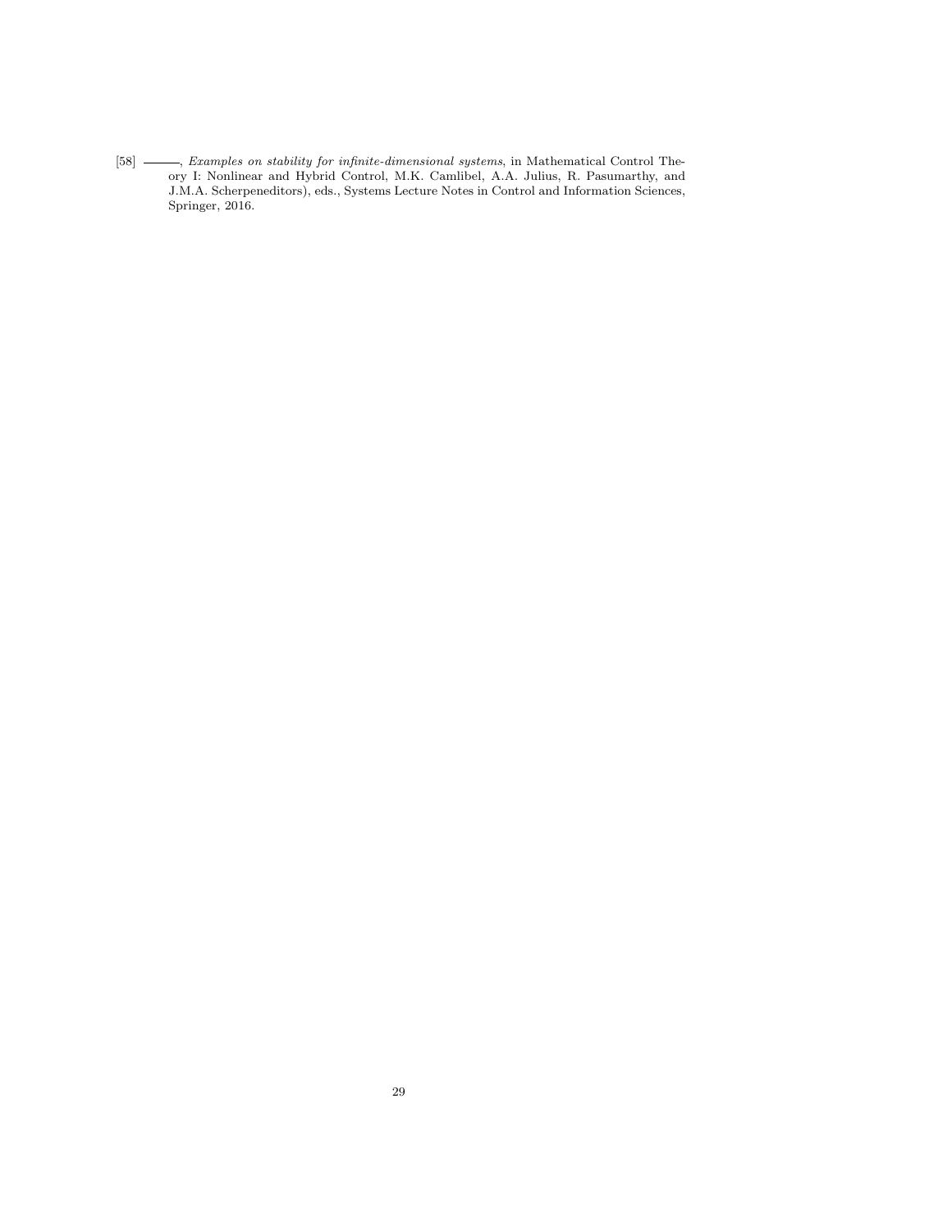[58] ———, *Examples on stability for infinite-dimensional systems*, in Mathematical Control Theory I: Nonlinear and Hybrid Control, M.K. Camlibel, A.A. Julius, R. Pasumarthy, and J.M.A. Scherpeneditors), eds., Systems Lecture Notes in Control and Information Sciences, Springer, 2016.